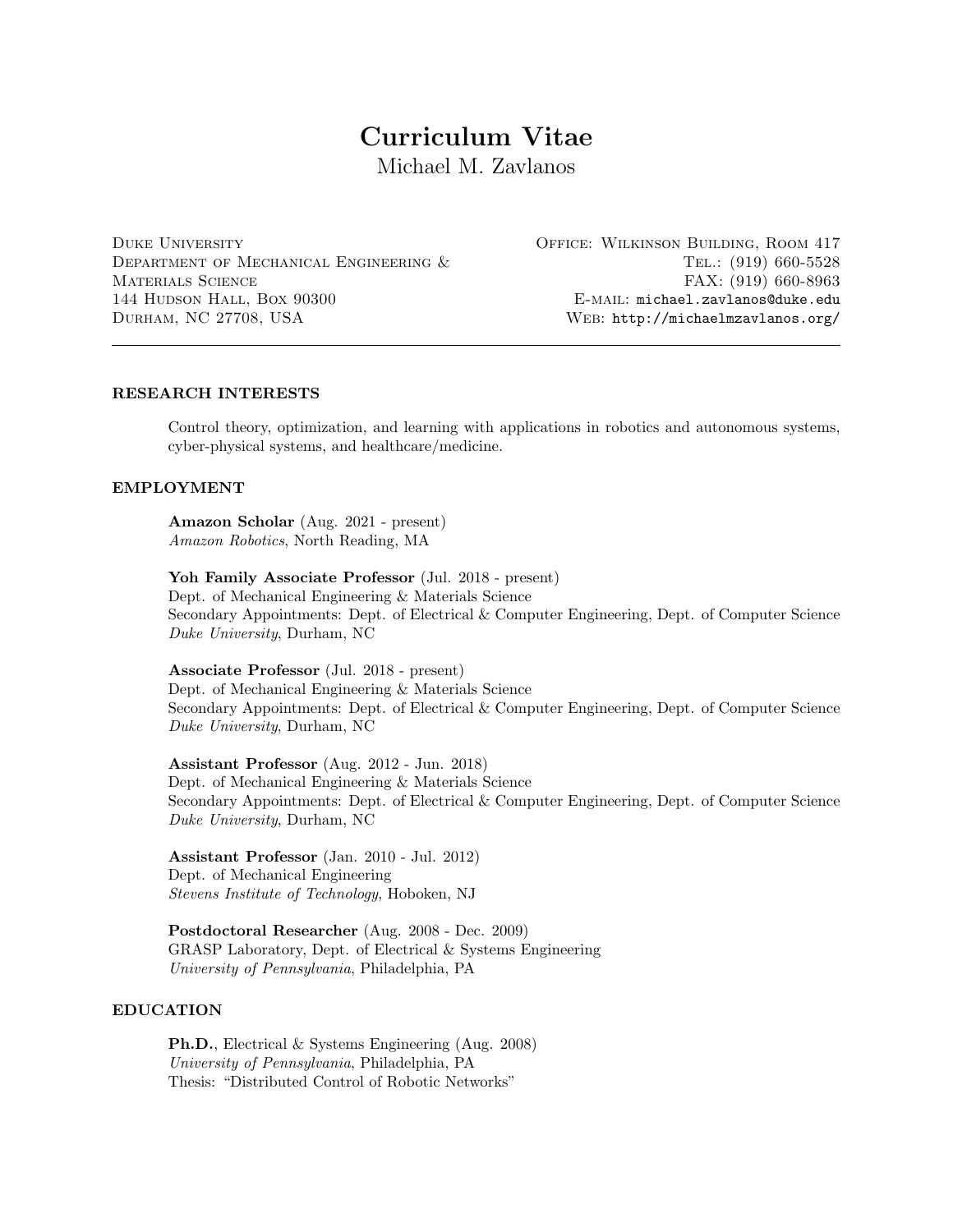# Curriculum Vitae

Michael M. Zavlanos

Duke University
Department of Mechanical Engineering & Materials Science
144 Hudson Hall, Box 90300
Durham, NC 27708, USA

Office: Wilkinson Building, Room 417
Tel.: (919) 660-5528
FAX: (919) 660-8963
E-mail: michael.zavlanos@duke.edu
Web: http://michaelmzavlanos.org/

---

## RESEARCH INTERESTS

Control theory, optimization, and learning with applications in robotics and autonomous systems, cyber-physical systems, and healthcare/medicine.

## EMPLOYMENT

**Amazon Scholar** (Aug. 2021 - present)
*Amazon Robotics*, North Reading, MA

**Yoh Family Associate Professor** (Jul. 2018 - present)
Dept. of Mechanical Engineering & Materials Science
Secondary Appointments: Dept. of Electrical & Computer Engineering, Dept. of Computer Science
*Duke University*, Durham, NC

**Associate Professor** (Jul. 2018 - present)
Dept. of Mechanical Engineering & Materials Science
Secondary Appointments: Dept. of Electrical & Computer Engineering, Dept. of Computer Science
*Duke University*, Durham, NC

**Assistant Professor** (Aug. 2012 - Jun. 2018)
Dept. of Mechanical Engineering & Materials Science
Secondary Appointments: Dept. of Electrical & Computer Engineering, Dept. of Computer Science
*Duke University*, Durham, NC

**Assistant Professor** (Jan. 2010 - Jul. 2012)
Dept. of Mechanical Engineering
*Stevens Institute of Technology*, Hoboken, NJ

**Postdoctoral Researcher** (Aug. 2008 - Dec. 2009)
GRASP Laboratory, Dept. of Electrical & Systems Engineering
*University of Pennsylvania*, Philadelphia, PA

## EDUCATION

**Ph.D.**, Electrical & Systems Engineering (Aug. 2008)
*University of Pennsylvania*, Philadelphia, PA
Thesis: "Distributed Control of Robotic Networks"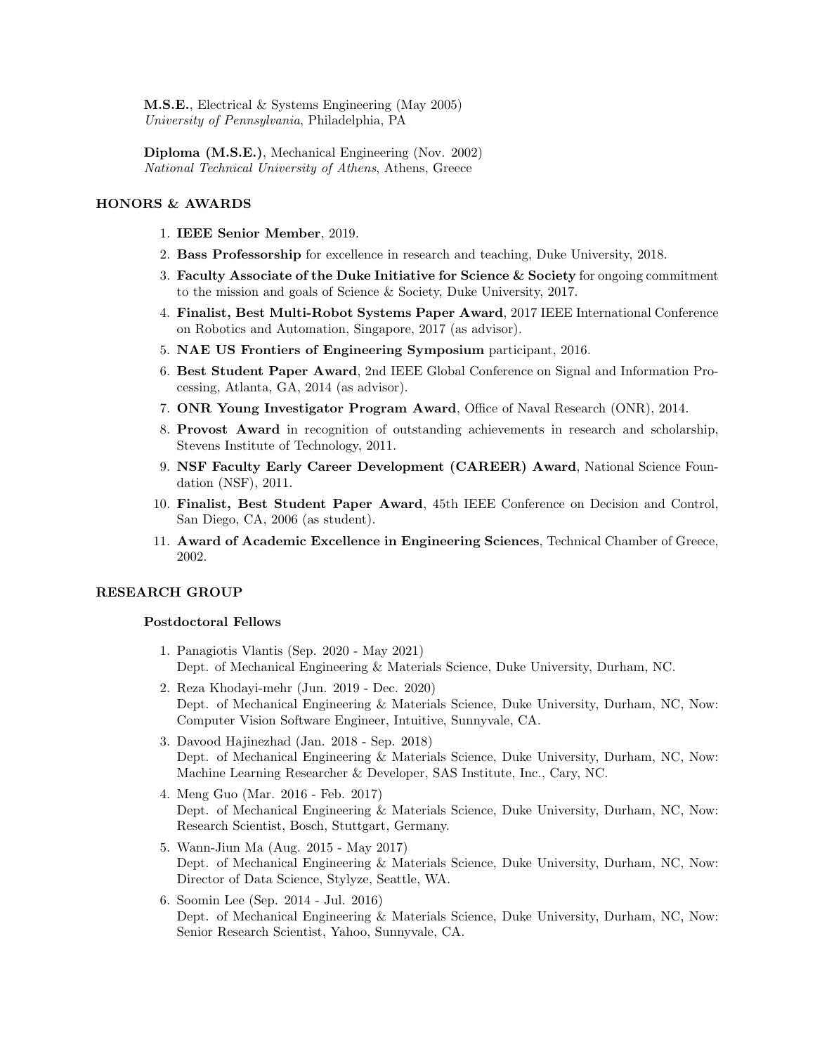**M.S.E.**, Electrical & Systems Engineering (May 2005)
*University of Pennsylvania*, Philadelphia, PA

**Diploma (M.S.E.)**, Mechanical Engineering (Nov. 2002)
*National Technical University of Athens*, Athens, Greece

## HONORS & AWARDS

1. **IEEE Senior Member**, 2019.
2. **Bass Professorship** for excellence in research and teaching, Duke University, 2018.
3. **Faculty Associate of the Duke Initiative for Science & Society** for ongoing commitment to the mission and goals of Science & Society, Duke University, 2017.
4. **Finalist, Best Multi-Robot Systems Paper Award**, 2017 IEEE International Conference on Robotics and Automation, Singapore, 2017 (as advisor).
5. **NAE US Frontiers of Engineering Symposium** participant, 2016.
6. **Best Student Paper Award**, 2nd IEEE Global Conference on Signal and Information Processing, Atlanta, GA, 2014 (as advisor).
7. **ONR Young Investigator Program Award**, Office of Naval Research (ONR), 2014.
8. **Provost Award** in recognition of outstanding achievements in research and scholarship, Stevens Institute of Technology, 2011.
9. **NSF Faculty Early Career Development (CAREER) Award**, National Science Foundation (NSF), 2011.
10. **Finalist, Best Student Paper Award**, 45th IEEE Conference on Decision and Control, San Diego, CA, 2006 (as student).
11. **Award of Academic Excellence in Engineering Sciences**, Technical Chamber of Greece, 2002.

## RESEARCH GROUP

### Postdoctoral Fellows

1. Panagiotis Vlantis (Sep. 2020 - May 2021)
   Dept. of Mechanical Engineering & Materials Science, Duke University, Durham, NC.
2. Reza Khodayi-mehr (Jun. 2019 - Dec. 2020)
   Dept. of Mechanical Engineering & Materials Science, Duke University, Durham, NC, Now: Computer Vision Software Engineer, Intuitive, Sunnyvale, CA.
3. Davood Hajinezhad (Jan. 2018 - Sep. 2018)
   Dept. of Mechanical Engineering & Materials Science, Duke University, Durham, NC, Now: Machine Learning Researcher & Developer, SAS Institute, Inc., Cary, NC.
4. Meng Guo (Mar. 2016 - Feb. 2017)
   Dept. of Mechanical Engineering & Materials Science, Duke University, Durham, NC, Now: Research Scientist, Bosch, Stuttgart, Germany.
5. Wann-Jiun Ma (Aug. 2015 - May 2017)
   Dept. of Mechanical Engineering & Materials Science, Duke University, Durham, NC, Now: Director of Data Science, Stylyze, Seattle, WA.
6. Soomin Lee (Sep. 2014 - Jul. 2016)
   Dept. of Mechanical Engineering & Materials Science, Duke University, Durham, NC, Now: Senior Research Scientist, Yahoo, Sunnyvale, CA.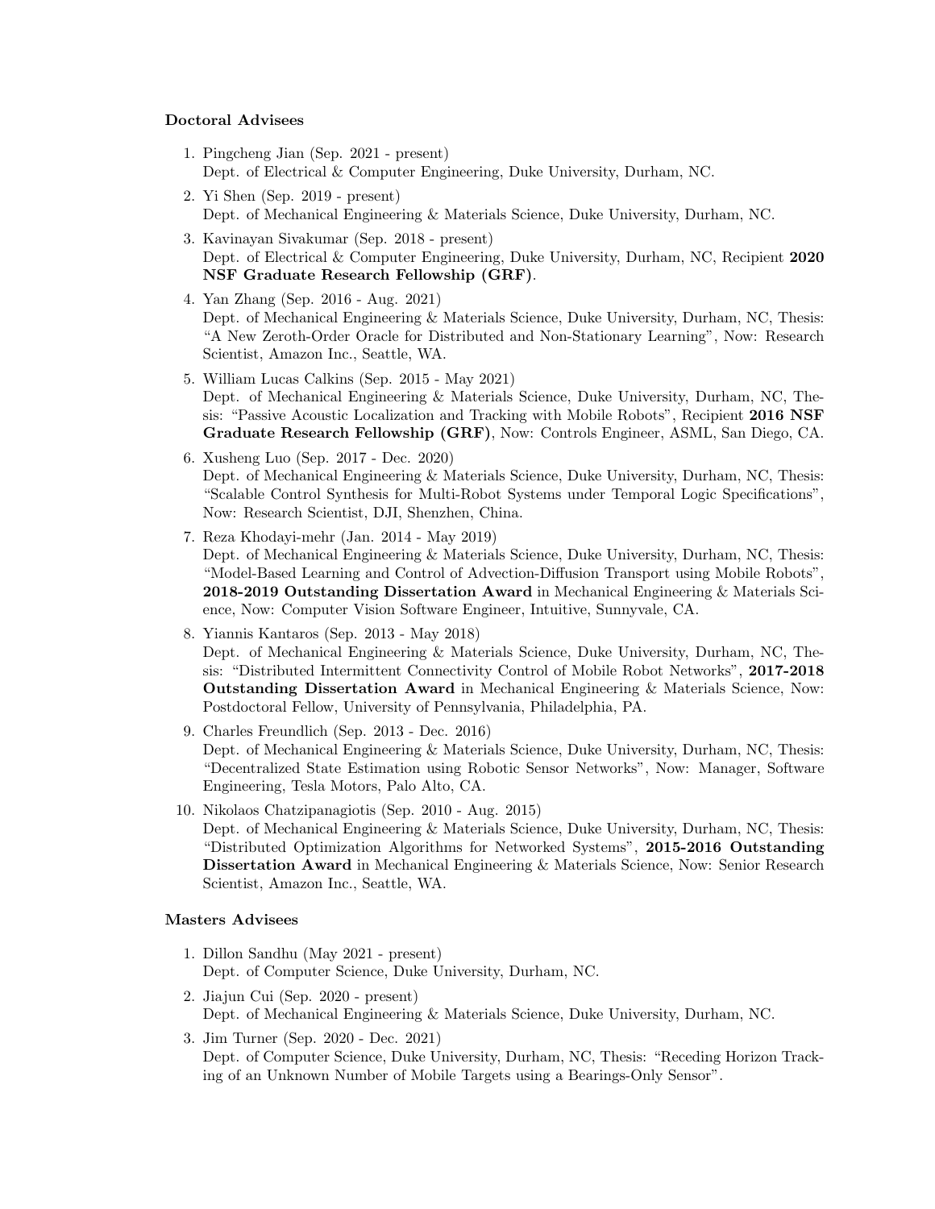**Doctoral Advisees**

1. Pingcheng Jian (Sep. 2021 - present)
   Dept. of Electrical & Computer Engineering, Duke University, Durham, NC.
2. Yi Shen (Sep. 2019 - present)
   Dept. of Mechanical Engineering & Materials Science, Duke University, Durham, NC.
3. Kavinayan Sivakumar (Sep. 2018 - present)
   Dept. of Electrical & Computer Engineering, Duke University, Durham, NC, Recipient **2020 NSF Graduate Research Fellowship (GRF)**.
4. Yan Zhang (Sep. 2016 - Aug. 2021)
   Dept. of Mechanical Engineering & Materials Science, Duke University, Durham, NC, Thesis: "A New Zeroth-Order Oracle for Distributed and Non-Stationary Learning", Now: Research Scientist, Amazon Inc., Seattle, WA.
5. William Lucas Calkins (Sep. 2015 - May 2021)
   Dept. of Mechanical Engineering & Materials Science, Duke University, Durham, NC, Thesis: "Passive Acoustic Localization and Tracking with Mobile Robots", Recipient **2016 NSF Graduate Research Fellowship (GRF)**, Now: Controls Engineer, ASML, San Diego, CA.
6. Xusheng Luo (Sep. 2017 - Dec. 2020)
   Dept. of Mechanical Engineering & Materials Science, Duke University, Durham, NC, Thesis: "Scalable Control Synthesis for Multi-Robot Systems under Temporal Logic Specifications", Now: Research Scientist, DJI, Shenzhen, China.
7. Reza Khodayi-mehr (Jan. 2014 - May 2019)
   Dept. of Mechanical Engineering & Materials Science, Duke University, Durham, NC, Thesis: "Model-Based Learning and Control of Advection-Diffusion Transport using Mobile Robots", **2018-2019 Outstanding Dissertation Award** in Mechanical Engineering & Materials Science, Now: Computer Vision Software Engineer, Intuitive, Sunnyvale, CA.
8. Yiannis Kantaros (Sep. 2013 - May 2018)
   Dept. of Mechanical Engineering & Materials Science, Duke University, Durham, NC, Thesis: "Distributed Intermittent Connectivity Control of Mobile Robot Networks", **2017-2018 Outstanding Dissertation Award** in Mechanical Engineering & Materials Science, Now: Postdoctoral Fellow, University of Pennsylvania, Philadelphia, PA.
9. Charles Freundlich (Sep. 2013 - Dec. 2016)
   Dept. of Mechanical Engineering & Materials Science, Duke University, Durham, NC, Thesis: "Decentralized State Estimation using Robotic Sensor Networks", Now: Manager, Software Engineering, Tesla Motors, Palo Alto, CA.
10. Nikolaos Chatzipanagiotis (Sep. 2010 - Aug. 2015)
    Dept. of Mechanical Engineering & Materials Science, Duke University, Durham, NC, Thesis: "Distributed Optimization Algorithms for Networked Systems", **2015-2016 Outstanding Dissertation Award** in Mechanical Engineering & Materials Science, Now: Senior Research Scientist, Amazon Inc., Seattle, WA.

**Masters Advisees**

1. Dillon Sandhu (May 2021 - present)
   Dept. of Computer Science, Duke University, Durham, NC.
2. Jiajun Cui (Sep. 2020 - present)
   Dept. of Mechanical Engineering & Materials Science, Duke University, Durham, NC.
3. Jim Turner (Sep. 2020 - Dec. 2021)
   Dept. of Computer Science, Duke University, Durham, NC, Thesis: "Receding Horizon Tracking of an Unknown Number of Mobile Targets using a Bearings-Only Sensor".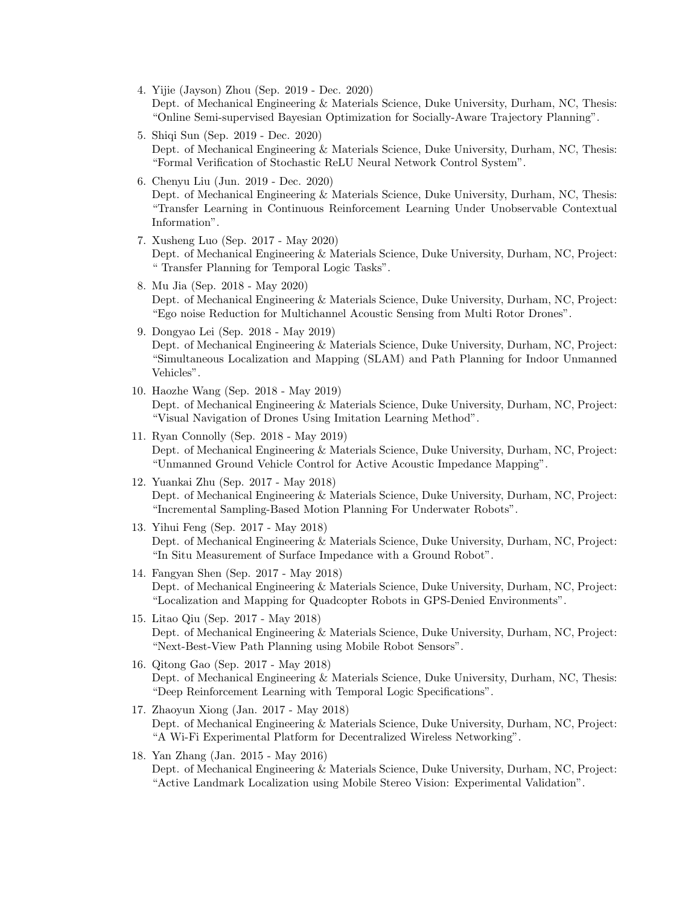4. Yijie (Jayson) Zhou (Sep. 2019 - Dec. 2020)
   Dept. of Mechanical Engineering & Materials Science, Duke University, Durham, NC, Thesis: "Online Semi-supervised Bayesian Optimization for Socially-Aware Trajectory Planning".
5. Shiqi Sun (Sep. 2019 - Dec. 2020)
   Dept. of Mechanical Engineering & Materials Science, Duke University, Durham, NC, Thesis: "Formal Verification of Stochastic ReLU Neural Network Control System".
6. Chenyu Liu (Jun. 2019 - Dec. 2020)
   Dept. of Mechanical Engineering & Materials Science, Duke University, Durham, NC, Thesis: "Transfer Learning in Continuous Reinforcement Learning Under Unobservable Contextual Information".
7. Xusheng Luo (Sep. 2017 - May 2020)
   Dept. of Mechanical Engineering & Materials Science, Duke University, Durham, NC, Project: " Transfer Planning for Temporal Logic Tasks".
8. Mu Jia (Sep. 2018 - May 2020)
   Dept. of Mechanical Engineering & Materials Science, Duke University, Durham, NC, Project: "Ego noise Reduction for Multichannel Acoustic Sensing from Multi Rotor Drones".
9. Dongyao Lei (Sep. 2018 - May 2019)
   Dept. of Mechanical Engineering & Materials Science, Duke University, Durham, NC, Project: "Simultaneous Localization and Mapping (SLAM) and Path Planning for Indoor Unmanned Vehicles".
10. Haozhe Wang (Sep. 2018 - May 2019)
    Dept. of Mechanical Engineering & Materials Science, Duke University, Durham, NC, Project: "Visual Navigation of Drones Using Imitation Learning Method".
11. Ryan Connolly (Sep. 2018 - May 2019)
    Dept. of Mechanical Engineering & Materials Science, Duke University, Durham, NC, Project: "Unmanned Ground Vehicle Control for Active Acoustic Impedance Mapping".
12. Yuankai Zhu (Sep. 2017 - May 2018)
    Dept. of Mechanical Engineering & Materials Science, Duke University, Durham, NC, Project: "Incremental Sampling-Based Motion Planning For Underwater Robots".
13. Yihui Feng (Sep. 2017 - May 2018)
    Dept. of Mechanical Engineering & Materials Science, Duke University, Durham, NC, Project: "In Situ Measurement of Surface Impedance with a Ground Robot".
14. Fangyan Shen (Sep. 2017 - May 2018)
    Dept. of Mechanical Engineering & Materials Science, Duke University, Durham, NC, Project: "Localization and Mapping for Quadcopter Robots in GPS-Denied Environments".
15. Litao Qiu (Sep. 2017 - May 2018)
    Dept. of Mechanical Engineering & Materials Science, Duke University, Durham, NC, Project: "Next-Best-View Path Planning using Mobile Robot Sensors".
16. Qitong Gao (Sep. 2017 - May 2018)
    Dept. of Mechanical Engineering & Materials Science, Duke University, Durham, NC, Thesis: "Deep Reinforcement Learning with Temporal Logic Specifications".
17. Zhaoyun Xiong (Jan. 2017 - May 2018)
    Dept. of Mechanical Engineering & Materials Science, Duke University, Durham, NC, Project: "A Wi-Fi Experimental Platform for Decentralized Wireless Networking".
18. Yan Zhang (Jan. 2015 - May 2016)
    Dept. of Mechanical Engineering & Materials Science, Duke University, Durham, NC, Project: "Active Landmark Localization using Mobile Stereo Vision: Experimental Validation".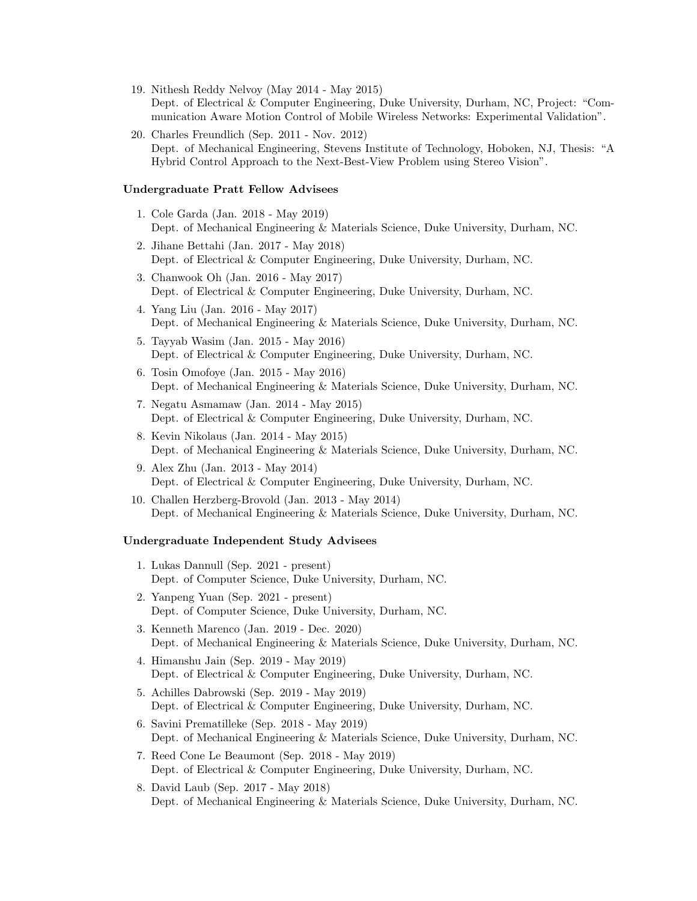19. Nithesh Reddy Nelvoy (May 2014 - May 2015)
Dept. of Electrical & Computer Engineering, Duke University, Durham, NC, Project: "Communication Aware Motion Control of Mobile Wireless Networks: Experimental Validation".

20. Charles Freundlich (Sep. 2011 - Nov. 2012)
Dept. of Mechanical Engineering, Stevens Institute of Technology, Hoboken, NJ, Thesis: "A Hybrid Control Approach to the Next-Best-View Problem using Stereo Vision".

### Undergraduate Pratt Fellow Advisees

1. Cole Garda (Jan. 2018 - May 2019)
Dept. of Mechanical Engineering & Materials Science, Duke University, Durham, NC.
2. Jihane Bettahi (Jan. 2017 - May 2018)
Dept. of Electrical & Computer Engineering, Duke University, Durham, NC.
3. Chanwook Oh (Jan. 2016 - May 2017)
Dept. of Electrical & Computer Engineering, Duke University, Durham, NC.
4. Yang Liu (Jan. 2016 - May 2017)
Dept. of Mechanical Engineering & Materials Science, Duke University, Durham, NC.
5. Tayyab Wasim (Jan. 2015 - May 2016)
Dept. of Electrical & Computer Engineering, Duke University, Durham, NC.
6. Tosin Omofoye (Jan. 2015 - May 2016)
Dept. of Mechanical Engineering & Materials Science, Duke University, Durham, NC.
7. Negatu Asmamaw (Jan. 2014 - May 2015)
Dept. of Electrical & Computer Engineering, Duke University, Durham, NC.
8. Kevin Nikolaus (Jan. 2014 - May 2015)
Dept. of Mechanical Engineering & Materials Science, Duke University, Durham, NC.
9. Alex Zhu (Jan. 2013 - May 2014)
Dept. of Electrical & Computer Engineering, Duke University, Durham, NC.
10. Challen Herzberg-Brovold (Jan. 2013 - May 2014)
Dept. of Mechanical Engineering & Materials Science, Duke University, Durham, NC.

### Undergraduate Independent Study Advisees

1. Lukas Dannull (Sep. 2021 - present)
Dept. of Computer Science, Duke University, Durham, NC.
2. Yanpeng Yuan (Sep. 2021 - present)
Dept. of Computer Science, Duke University, Durham, NC.
3. Kenneth Marenco (Jan. 2019 - Dec. 2020)
Dept. of Mechanical Engineering & Materials Science, Duke University, Durham, NC.
4. Himanshu Jain (Sep. 2019 - May 2019)
Dept. of Electrical & Computer Engineering, Duke University, Durham, NC.
5. Achilles Dabrowski (Sep. 2019 - May 2019)
Dept. of Electrical & Computer Engineering, Duke University, Durham, NC.
6. Savini Prematilleke (Sep. 2018 - May 2019)
Dept. of Mechanical Engineering & Materials Science, Duke University, Durham, NC.
7. Reed Cone Le Beaumont (Sep. 2018 - May 2019)
Dept. of Electrical & Computer Engineering, Duke University, Durham, NC.
8. David Laub (Sep. 2017 - May 2018)
Dept. of Mechanical Engineering & Materials Science, Duke University, Durham, NC.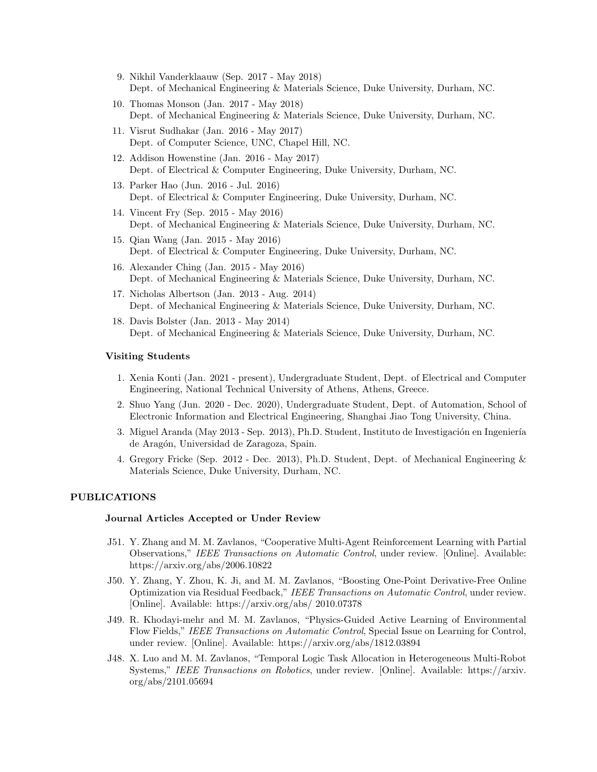9. Nikhil Vanderklaauw (Sep. 2017 - May 2018)
   Dept. of Mechanical Engineering & Materials Science, Duke University, Durham, NC.
10. Thomas Monson (Jan. 2017 - May 2018)
    Dept. of Mechanical Engineering & Materials Science, Duke University, Durham, NC.
11. Visrut Sudhakar (Jan. 2016 - May 2017)
    Dept. of Computer Science, UNC, Chapel Hill, NC.
12. Addison Howenstine (Jan. 2016 - May 2017)
    Dept. of Electrical & Computer Engineering, Duke University, Durham, NC.
13. Parker Hao (Jun. 2016 - Jul. 2016)
    Dept. of Electrical & Computer Engineering, Duke University, Durham, NC.
14. Vincent Fry (Sep. 2015 - May 2016)
    Dept. of Mechanical Engineering & Materials Science, Duke University, Durham, NC.
15. Qian Wang (Jan. 2015 - May 2016)
    Dept. of Electrical & Computer Engineering, Duke University, Durham, NC.
16. Alexander Ching (Jan. 2015 - May 2016)
    Dept. of Mechanical Engineering & Materials Science, Duke University, Durham, NC.
17. Nicholas Albertson (Jan. 2013 - Aug. 2014)
    Dept. of Mechanical Engineering & Materials Science, Duke University, Durham, NC.
18. Davis Bolster (Jan. 2013 - May 2014)
    Dept. of Mechanical Engineering & Materials Science, Duke University, Durham, NC.

### Visiting Students

1. Xenia Konti (Jan. 2021 - present), Undergraduate Student, Dept. of Electrical and Computer Engineering, National Technical University of Athens, Athens, Greece.
2. Shuo Yang (Jun. 2020 - Dec. 2020), Undergraduate Student, Dept. of Automation, School of Electronic Information and Electrical Engineering, Shanghai Jiao Tong University, China.
3. Miguel Aranda (May 2013 - Sep. 2013), Ph.D. Student, Instituto de Investigación en Ingeniería de Aragón, Universidad de Zaragoza, Spain.
4. Gregory Fricke (Sep. 2012 - Dec. 2013), Ph.D. Student, Dept. of Mechanical Engineering & Materials Science, Duke University, Durham, NC.

## PUBLICATIONS

### Journal Articles Accepted or Under Review

- J51. Y. Zhang and M. M. Zavlanos, "Cooperative Multi-Agent Reinforcement Learning with Partial Observations," *IEEE Transactions on Automatic Control*, under review. [Online]. Available: https://arxiv.org/abs/2006.10822
- J50. Y. Zhang, Y. Zhou, K. Ji, and M. M. Zavlanos, "Boosting One-Point Derivative-Free Online Optimization via Residual Feedback," *IEEE Transactions on Automatic Control*, under review. [Online]. Available: https://arxiv.org/abs/ 2010.07378
- J49. R. Khodayi-mehr and M. M. Zavlanos, "Physics-Guided Active Learning of Environmental Flow Fields," *IEEE Transactions on Automatic Control*, Special Issue on Learning for Control, under review. [Online]. Available: https://arxiv.org/abs/1812.03894
- J48. X. Luo and M. M. Zavlanos, "Temporal Logic Task Allocation in Heterogeneous Multi-Robot Systems," *IEEE Transactions on Robotics*, under review. [Online]. Available: https://arxiv.org/abs/2101.05694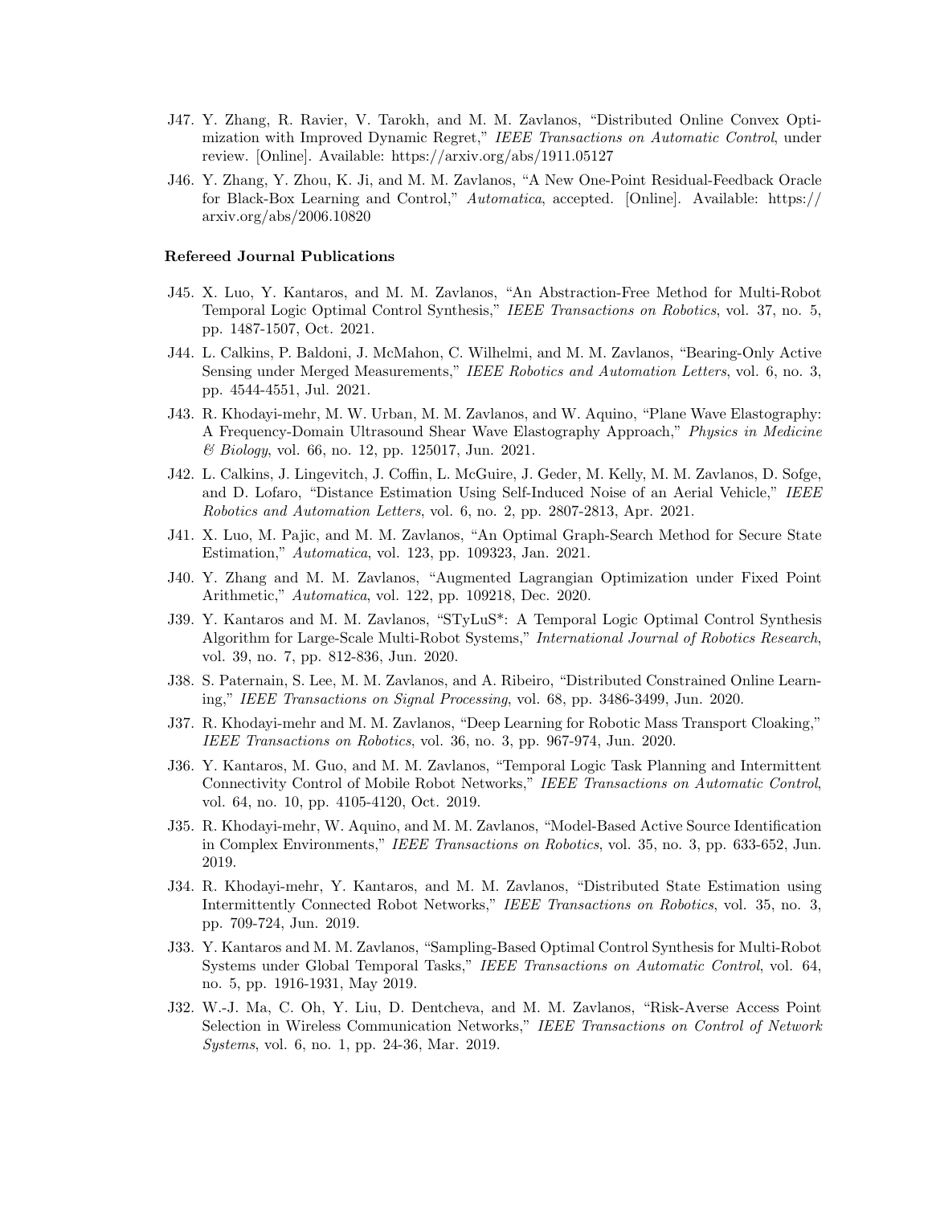J47. Y. Zhang, R. Ravier, V. Tarokh, and M. M. Zavlanos, "Distributed Online Convex Optimization with Improved Dynamic Regret," *IEEE Transactions on Automatic Control*, under review. [Online]. Available: https://arxiv.org/abs/1911.05127

J46. Y. Zhang, Y. Zhou, K. Ji, and M. M. Zavlanos, "A New One-Point Residual-Feedback Oracle for Black-Box Learning and Control," *Automatica*, accepted. [Online]. Available: https://arxiv.org/abs/2006.10820

**Refereed Journal Publications**

J45. X. Luo, Y. Kantaros, and M. M. Zavlanos, "An Abstraction-Free Method for Multi-Robot Temporal Logic Optimal Control Synthesis," *IEEE Transactions on Robotics*, vol. 37, no. 5, pp. 1487-1507, Oct. 2021.

J44. L. Calkins, P. Baldoni, J. McMahon, C. Wilhelmi, and M. M. Zavlanos, "Bearing-Only Active Sensing under Merged Measurements," *IEEE Robotics and Automation Letters*, vol. 6, no. 3, pp. 4544-4551, Jul. 2021.

J43. R. Khodayi-mehr, M. W. Urban, M. M. Zavlanos, and W. Aquino, "Plane Wave Elastography: A Frequency-Domain Ultrasound Shear Wave Elastography Approach," *Physics in Medicine & Biology*, vol. 66, no. 12, pp. 125017, Jun. 2021.

J42. L. Calkins, J. Lingevitch, J. Coffin, L. McGuire, J. Geder, M. Kelly, M. M. Zavlanos, D. Sofge, and D. Lofaro, "Distance Estimation Using Self-Induced Noise of an Aerial Vehicle," *IEEE Robotics and Automation Letters*, vol. 6, no. 2, pp. 2807-2813, Apr. 2021.

J41. X. Luo, M. Pajic, and M. M. Zavlanos, "An Optimal Graph-Search Method for Secure State Estimation," *Automatica*, vol. 123, pp. 109323, Jan. 2021.

J40. Y. Zhang and M. M. Zavlanos, "Augmented Lagrangian Optimization under Fixed Point Arithmetic," *Automatica*, vol. 122, pp. 109218, Dec. 2020.

J39. Y. Kantaros and M. M. Zavlanos, "STyLuS*: A Temporal Logic Optimal Control Synthesis Algorithm for Large-Scale Multi-Robot Systems," *International Journal of Robotics Research*, vol. 39, no. 7, pp. 812-836, Jun. 2020.

J38. S. Paternain, S. Lee, M. M. Zavlanos, and A. Ribeiro, "Distributed Constrained Online Learning," *IEEE Transactions on Signal Processing*, vol. 68, pp. 3486-3499, Jun. 2020.

J37. R. Khodayi-mehr and M. M. Zavlanos, "Deep Learning for Robotic Mass Transport Cloaking," *IEEE Transactions on Robotics*, vol. 36, no. 3, pp. 967-974, Jun. 2020.

J36. Y. Kantaros, M. Guo, and M. M. Zavlanos, "Temporal Logic Task Planning and Intermittent Connectivity Control of Mobile Robot Networks," *IEEE Transactions on Automatic Control*, vol. 64, no. 10, pp. 4105-4120, Oct. 2019.

J35. R. Khodayi-mehr, W. Aquino, and M. M. Zavlanos, "Model-Based Active Source Identification in Complex Environments," *IEEE Transactions on Robotics*, vol. 35, no. 3, pp. 633-652, Jun. 2019.

J34. R. Khodayi-mehr, Y. Kantaros, and M. M. Zavlanos, "Distributed State Estimation using Intermittently Connected Robot Networks," *IEEE Transactions on Robotics*, vol. 35, no. 3, pp. 709-724, Jun. 2019.

J33. Y. Kantaros and M. M. Zavlanos, "Sampling-Based Optimal Control Synthesis for Multi-Robot Systems under Global Temporal Tasks," *IEEE Transactions on Automatic Control*, vol. 64, no. 5, pp. 1916-1931, May 2019.

J32. W.-J. Ma, C. Oh, Y. Liu, D. Dentcheva, and M. M. Zavlanos, "Risk-Averse Access Point Selection in Wireless Communication Networks," *IEEE Transactions on Control of Network Systems*, vol. 6, no. 1, pp. 24-36, Mar. 2019.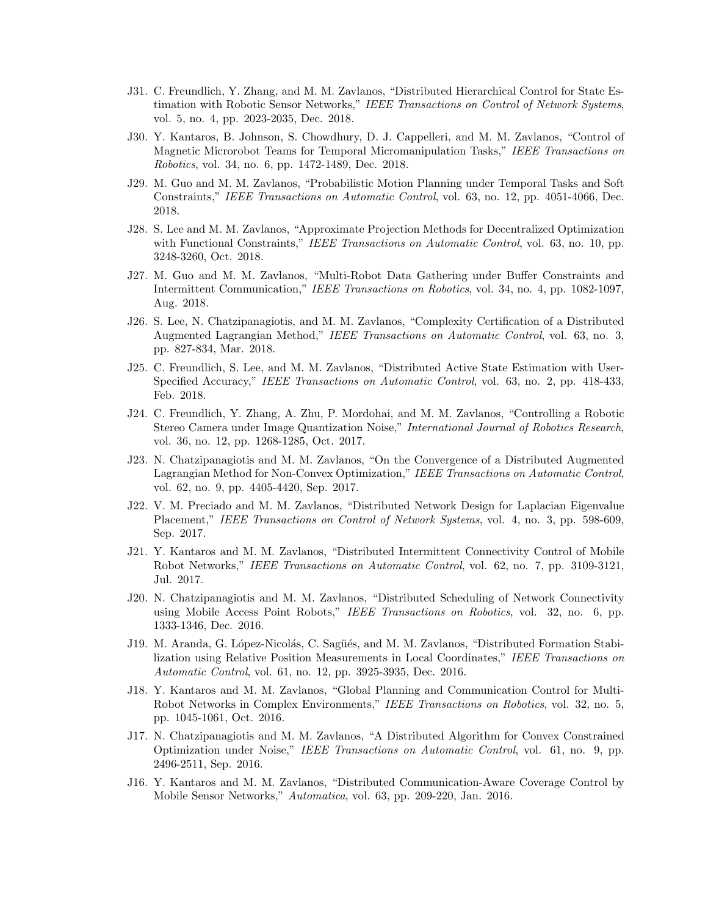J31. C. Freundlich, Y. Zhang, and M. M. Zavlanos, "Distributed Hierarchical Control for State Estimation with Robotic Sensor Networks," *IEEE Transactions on Control of Network Systems*, vol. 5, no. 4, pp. 2023-2035, Dec. 2018.

J30. Y. Kantaros, B. Johnson, S. Chowdhury, D. J. Cappelleri, and M. M. Zavlanos, "Control of Magnetic Microrobot Teams for Temporal Micromanipulation Tasks," *IEEE Transactions on Robotics*, vol. 34, no. 6, pp. 1472-1489, Dec. 2018.

J29. M. Guo and M. M. Zavlanos, "Probabilistic Motion Planning under Temporal Tasks and Soft Constraints," *IEEE Transactions on Automatic Control*, vol. 63, no. 12, pp. 4051-4066, Dec. 2018.

J28. S. Lee and M. M. Zavlanos, "Approximate Projection Methods for Decentralized Optimization with Functional Constraints," *IEEE Transactions on Automatic Control*, vol. 63, no. 10, pp. 3248-3260, Oct. 2018.

J27. M. Guo and M. M. Zavlanos, "Multi-Robot Data Gathering under Buffer Constraints and Intermittent Communication," *IEEE Transactions on Robotics*, vol. 34, no. 4, pp. 1082-1097, Aug. 2018.

J26. S. Lee, N. Chatzipanagiotis, and M. M. Zavlanos, "Complexity Certification of a Distributed Augmented Lagrangian Method," *IEEE Transactions on Automatic Control*, vol. 63, no. 3, pp. 827-834, Mar. 2018.

J25. C. Freundlich, S. Lee, and M. M. Zavlanos, "Distributed Active State Estimation with User-Specified Accuracy," *IEEE Transactions on Automatic Control*, vol. 63, no. 2, pp. 418-433, Feb. 2018.

J24. C. Freundlich, Y. Zhang, A. Zhu, P. Mordohai, and M. M. Zavlanos, "Controlling a Robotic Stereo Camera under Image Quantization Noise," *International Journal of Robotics Research*, vol. 36, no. 12, pp. 1268-1285, Oct. 2017.

J23. N. Chatzipanagiotis and M. M. Zavlanos, "On the Convergence of a Distributed Augmented Lagrangian Method for Non-Convex Optimization," *IEEE Transactions on Automatic Control*, vol. 62, no. 9, pp. 4405-4420, Sep. 2017.

J22. V. M. Preciado and M. M. Zavlanos, "Distributed Network Design for Laplacian Eigenvalue Placement," *IEEE Transactions on Control of Network Systems*, vol. 4, no. 3, pp. 598-609, Sep. 2017.

J21. Y. Kantaros and M. M. Zavlanos, "Distributed Intermittent Connectivity Control of Mobile Robot Networks," *IEEE Transactions on Automatic Control*, vol. 62, no. 7, pp. 3109-3121, Jul. 2017.

J20. N. Chatzipanagiotis and M. M. Zavlanos, "Distributed Scheduling of Network Connectivity using Mobile Access Point Robots," *IEEE Transactions on Robotics*, vol. 32, no. 6, pp. 1333-1346, Dec. 2016.

J19. M. Aranda, G. López-Nicolás, C. Sagüés, and M. M. Zavlanos, "Distributed Formation Stabilization using Relative Position Measurements in Local Coordinates," *IEEE Transactions on Automatic Control*, vol. 61, no. 12, pp. 3925-3935, Dec. 2016.

J18. Y. Kantaros and M. M. Zavlanos, "Global Planning and Communication Control for Multi-Robot Networks in Complex Environments," *IEEE Transactions on Robotics*, vol. 32, no. 5, pp. 1045-1061, Oct. 2016.

J17. N. Chatzipanagiotis and M. M. Zavlanos, "A Distributed Algorithm for Convex Constrained Optimization under Noise," *IEEE Transactions on Automatic Control*, vol. 61, no. 9, pp. 2496-2511, Sep. 2016.

J16. Y. Kantaros and M. M. Zavlanos, "Distributed Communication-Aware Coverage Control by Mobile Sensor Networks," *Automatica*, vol. 63, pp. 209-220, Jan. 2016.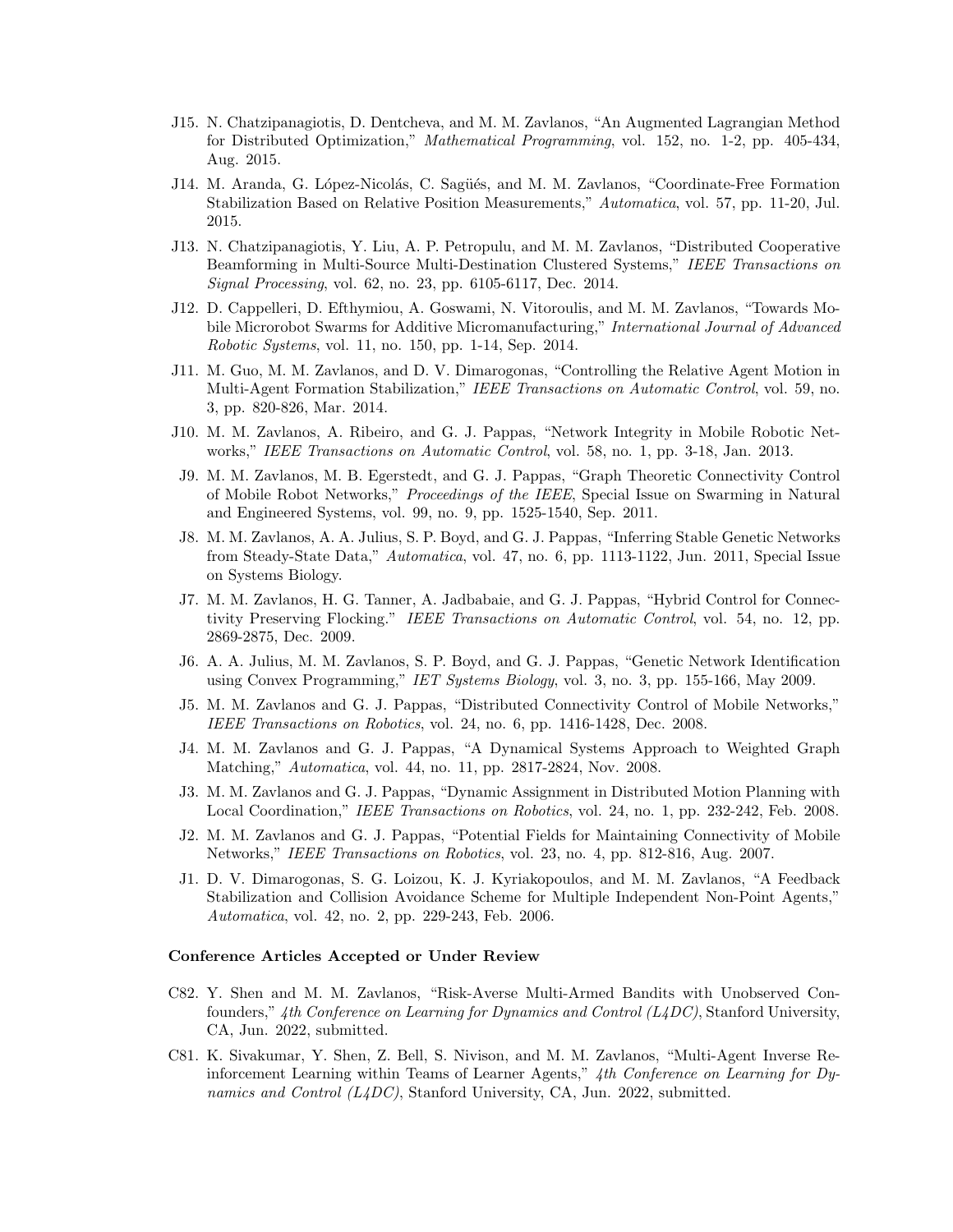J15. N. Chatzipanagiotis, D. Dentcheva, and M. M. Zavlanos, "An Augmented Lagrangian Method for Distributed Optimization," *Mathematical Programming*, vol. 152, no. 1-2, pp. 405-434, Aug. 2015.

J14. M. Aranda, G. López-Nicolás, C. Sagüés, and M. M. Zavlanos, "Coordinate-Free Formation Stabilization Based on Relative Position Measurements," *Automatica*, vol. 57, pp. 11-20, Jul. 2015.

J13. N. Chatzipanagiotis, Y. Liu, A. P. Petropulu, and M. M. Zavlanos, "Distributed Cooperative Beamforming in Multi-Source Multi-Destination Clustered Systems," *IEEE Transactions on Signal Processing*, vol. 62, no. 23, pp. 6105-6117, Dec. 2014.

J12. D. Cappelleri, D. Efthymiou, A. Goswami, N. Vitoroulis, and M. M. Zavlanos, "Towards Mobile Microrobot Swarms for Additive Micromanufacturing," *International Journal of Advanced Robotic Systems*, vol. 11, no. 150, pp. 1-14, Sep. 2014.

J11. M. Guo, M. M. Zavlanos, and D. V. Dimarogonas, "Controlling the Relative Agent Motion in Multi-Agent Formation Stabilization," *IEEE Transactions on Automatic Control*, vol. 59, no. 3, pp. 820-826, Mar. 2014.

J10. M. M. Zavlanos, A. Ribeiro, and G. J. Pappas, "Network Integrity in Mobile Robotic Networks," *IEEE Transactions on Automatic Control*, vol. 58, no. 1, pp. 3-18, Jan. 2013.

J9. M. M. Zavlanos, M. B. Egerstedt, and G. J. Pappas, "Graph Theoretic Connectivity Control of Mobile Robot Networks," *Proceedings of the IEEE*, Special Issue on Swarming in Natural and Engineered Systems, vol. 99, no. 9, pp. 1525-1540, Sep. 2011.

J8. M. M. Zavlanos, A. A. Julius, S. P. Boyd, and G. J. Pappas, "Inferring Stable Genetic Networks from Steady-State Data," *Automatica*, vol. 47, no. 6, pp. 1113-1122, Jun. 2011, Special Issue on Systems Biology.

J7. M. M. Zavlanos, H. G. Tanner, A. Jadbabaie, and G. J. Pappas, "Hybrid Control for Connectivity Preserving Flocking." *IEEE Transactions on Automatic Control*, vol. 54, no. 12, pp. 2869-2875, Dec. 2009.

J6. A. A. Julius, M. M. Zavlanos, S. P. Boyd, and G. J. Pappas, "Genetic Network Identification using Convex Programming," *IET Systems Biology*, vol. 3, no. 3, pp. 155-166, May 2009.

J5. M. M. Zavlanos and G. J. Pappas, "Distributed Connectivity Control of Mobile Networks," *IEEE Transactions on Robotics*, vol. 24, no. 6, pp. 1416-1428, Dec. 2008.

J4. M. M. Zavlanos and G. J. Pappas, "A Dynamical Systems Approach to Weighted Graph Matching," *Automatica*, vol. 44, no. 11, pp. 2817-2824, Nov. 2008.

J3. M. M. Zavlanos and G. J. Pappas, "Dynamic Assignment in Distributed Motion Planning with Local Coordination," *IEEE Transactions on Robotics*, vol. 24, no. 1, pp. 232-242, Feb. 2008.

J2. M. M. Zavlanos and G. J. Pappas, "Potential Fields for Maintaining Connectivity of Mobile Networks," *IEEE Transactions on Robotics*, vol. 23, no. 4, pp. 812-816, Aug. 2007.

J1. D. V. Dimarogonas, S. G. Loizou, K. J. Kyriakopoulos, and M. M. Zavlanos, "A Feedback Stabilization and Collision Avoidance Scheme for Multiple Independent Non-Point Agents," *Automatica*, vol. 42, no. 2, pp. 229-243, Feb. 2006.

### Conference Articles Accepted or Under Review

C82. Y. Shen and M. M. Zavlanos, "Risk-Averse Multi-Armed Bandits with Unobserved Confounders," *4th Conference on Learning for Dynamics and Control (L4DC)*, Stanford University, CA, Jun. 2022, submitted.

C81. K. Sivakumar, Y. Shen, Z. Bell, S. Nivison, and M. M. Zavlanos, "Multi-Agent Inverse Reinforcement Learning within Teams of Learner Agents," *4th Conference on Learning for Dynamics and Control (L4DC)*, Stanford University, CA, Jun. 2022, submitted.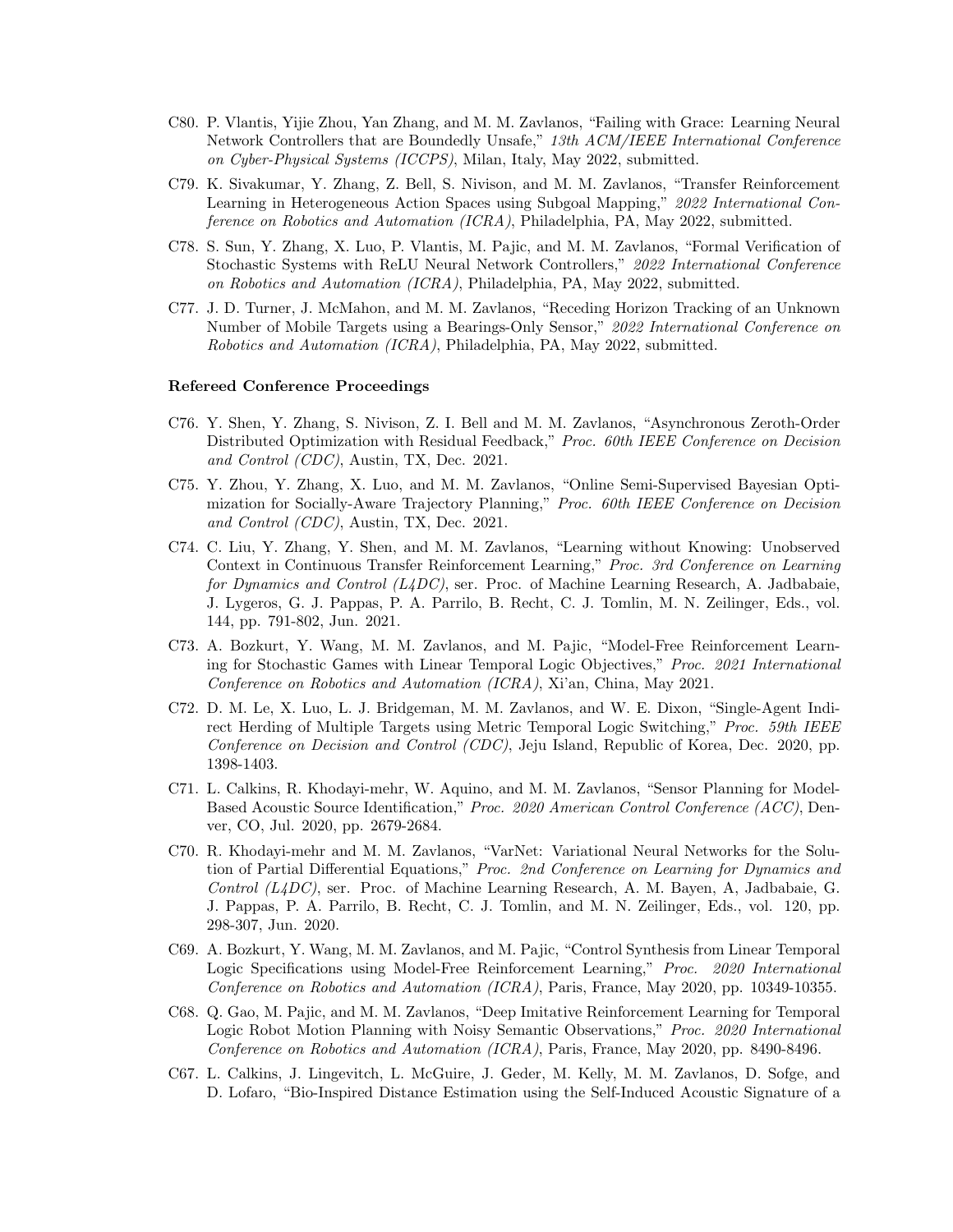C80. P. Vlantis, Yijie Zhou, Yan Zhang, and M. M. Zavlanos, "Failing with Grace: Learning Neural Network Controllers that are Boundedly Unsafe," *13th ACM/IEEE International Conference on Cyber-Physical Systems (ICCPS)*, Milan, Italy, May 2022, submitted.

C79. K. Sivakumar, Y. Zhang, Z. Bell, S. Nivison, and M. M. Zavlanos, "Transfer Reinforcement Learning in Heterogeneous Action Spaces using Subgoal Mapping," *2022 International Conference on Robotics and Automation (ICRA)*, Philadelphia, PA, May 2022, submitted.

C78. S. Sun, Y. Zhang, X. Luo, P. Vlantis, M. Pajic, and M. M. Zavlanos, "Formal Verification of Stochastic Systems with ReLU Neural Network Controllers," *2022 International Conference on Robotics and Automation (ICRA)*, Philadelphia, PA, May 2022, submitted.

C77. J. D. Turner, J. McMahon, and M. M. Zavlanos, "Receding Horizon Tracking of an Unknown Number of Mobile Targets using a Bearings-Only Sensor," *2022 International Conference on Robotics and Automation (ICRA)*, Philadelphia, PA, May 2022, submitted.

**Refereed Conference Proceedings**

C76. Y. Shen, Y. Zhang, S. Nivison, Z. I. Bell and M. M. Zavlanos, "Asynchronous Zeroth-Order Distributed Optimization with Residual Feedback," *Proc. 60th IEEE Conference on Decision and Control (CDC)*, Austin, TX, Dec. 2021.

C75. Y. Zhou, Y. Zhang, X. Luo, and M. M. Zavlanos, "Online Semi-Supervised Bayesian Optimization for Socially-Aware Trajectory Planning," *Proc. 60th IEEE Conference on Decision and Control (CDC)*, Austin, TX, Dec. 2021.

C74. C. Liu, Y. Zhang, Y. Shen, and M. M. Zavlanos, "Learning without Knowing: Unobserved Context in Continuous Transfer Reinforcement Learning," *Proc. 3rd Conference on Learning for Dynamics and Control (L4DC)*, ser. Proc. of Machine Learning Research, A. Jadbabaie, J. Lygeros, G. J. Pappas, P. A. Parrilo, B. Recht, C. J. Tomlin, M. N. Zeilinger, Eds., vol. 144, pp. 791-802, Jun. 2021.

C73. A. Bozkurt, Y. Wang, M. M. Zavlanos, and M. Pajic, "Model-Free Reinforcement Learning for Stochastic Games with Linear Temporal Logic Objectives," *Proc. 2021 International Conference on Robotics and Automation (ICRA)*, Xi'an, China, May 2021.

C72. D. M. Le, X. Luo, L. J. Bridgeman, M. M. Zavlanos, and W. E. Dixon, "Single-Agent Indirect Herding of Multiple Targets using Metric Temporal Logic Switching," *Proc. 59th IEEE Conference on Decision and Control (CDC)*, Jeju Island, Republic of Korea, Dec. 2020, pp. 1398-1403.

C71. L. Calkins, R. Khodayi-mehr, W. Aquino, and M. M. Zavlanos, "Sensor Planning for Model-Based Acoustic Source Identification," *Proc. 2020 American Control Conference (ACC)*, Denver, CO, Jul. 2020, pp. 2679-2684.

C70. R. Khodayi-mehr and M. M. Zavlanos, "VarNet: Variational Neural Networks for the Solution of Partial Differential Equations," *Proc. 2nd Conference on Learning for Dynamics and Control (L4DC)*, ser. Proc. of Machine Learning Research, A. M. Bayen, A, Jadbabaie, G. J. Pappas, P. A. Parrilo, B. Recht, C. J. Tomlin, and M. N. Zeilinger, Eds., vol. 120, pp. 298-307, Jun. 2020.

C69. A. Bozkurt, Y. Wang, M. M. Zavlanos, and M. Pajic, "Control Synthesis from Linear Temporal Logic Specifications using Model-Free Reinforcement Learning," *Proc. 2020 International Conference on Robotics and Automation (ICRA)*, Paris, France, May 2020, pp. 10349-10355.

C68. Q. Gao, M. Pajic, and M. M. Zavlanos, "Deep Imitative Reinforcement Learning for Temporal Logic Robot Motion Planning with Noisy Semantic Observations," *Proc. 2020 International Conference on Robotics and Automation (ICRA)*, Paris, France, May 2020, pp. 8490-8496.

C67. L. Calkins, J. Lingevitch, L. McGuire, J. Geder, M. Kelly, M. M. Zavlanos, D. Sofge, and D. Lofaro, "Bio-Inspired Distance Estimation using the Self-Induced Acoustic Signature of a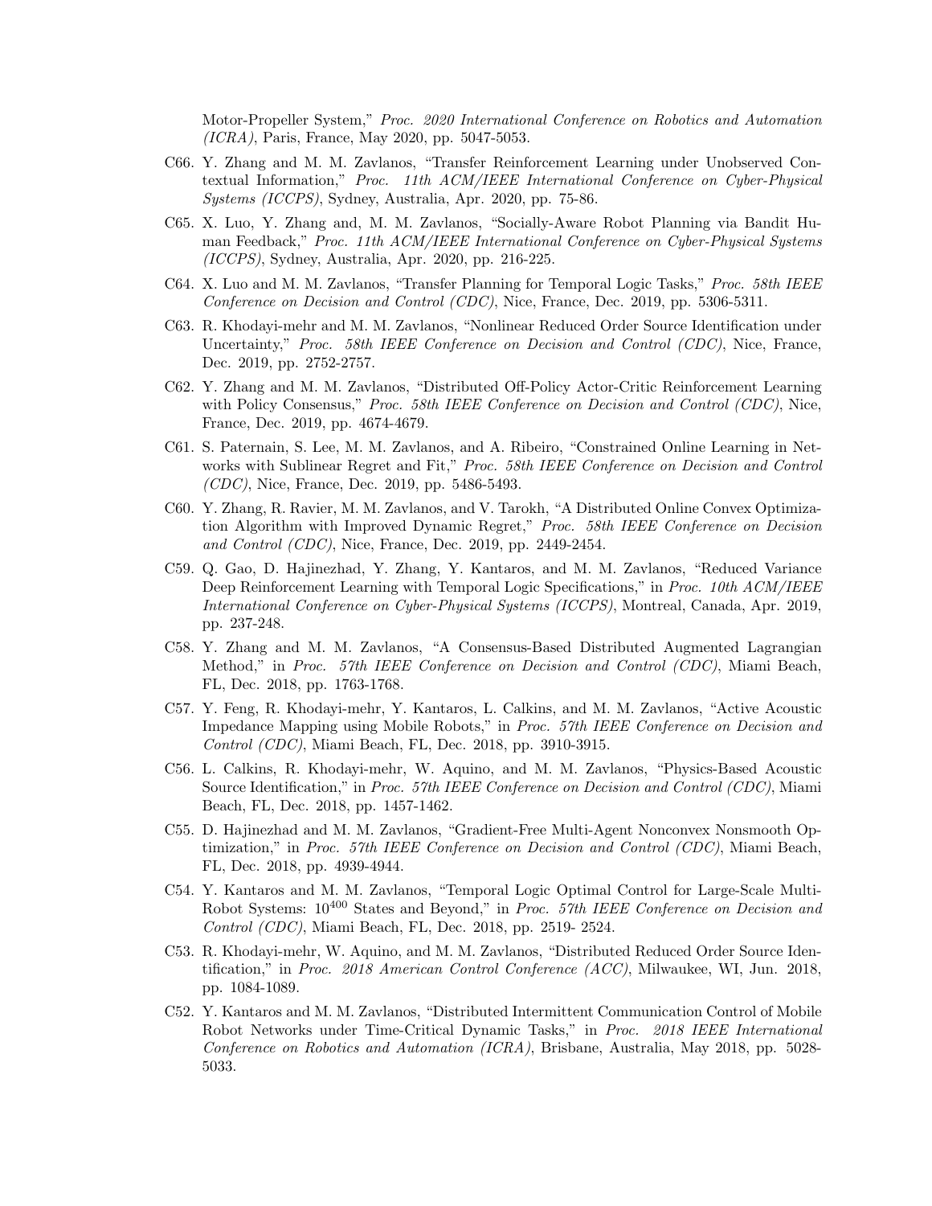Motor-Propeller System," *Proc. 2020 International Conference on Robotics and Automation (ICRA)*, Paris, France, May 2020, pp. 5047-5053.

C66. Y. Zhang and M. M. Zavlanos, "Transfer Reinforcement Learning under Unobserved Contextual Information," *Proc. 11th ACM/IEEE International Conference on Cyber-Physical Systems (ICCPS)*, Sydney, Australia, Apr. 2020, pp. 75-86.

C65. X. Luo, Y. Zhang and, M. M. Zavlanos, "Socially-Aware Robot Planning via Bandit Human Feedback," *Proc. 11th ACM/IEEE International Conference on Cyber-Physical Systems (ICCPS)*, Sydney, Australia, Apr. 2020, pp. 216-225.

C64. X. Luo and M. M. Zavlanos, "Transfer Planning for Temporal Logic Tasks," *Proc. 58th IEEE Conference on Decision and Control (CDC)*, Nice, France, Dec. 2019, pp. 5306-5311.

C63. R. Khodayi-mehr and M. M. Zavlanos, "Nonlinear Reduced Order Source Identification under Uncertainty," *Proc. 58th IEEE Conference on Decision and Control (CDC)*, Nice, France, Dec. 2019, pp. 2752-2757.

C62. Y. Zhang and M. M. Zavlanos, "Distributed Off-Policy Actor-Critic Reinforcement Learning with Policy Consensus," *Proc. 58th IEEE Conference on Decision and Control (CDC)*, Nice, France, Dec. 2019, pp. 4674-4679.

C61. S. Paternain, S. Lee, M. M. Zavlanos, and A. Ribeiro, "Constrained Online Learning in Networks with Sublinear Regret and Fit," *Proc. 58th IEEE Conference on Decision and Control (CDC)*, Nice, France, Dec. 2019, pp. 5486-5493.

C60. Y. Zhang, R. Ravier, M. M. Zavlanos, and V. Tarokh, "A Distributed Online Convex Optimization Algorithm with Improved Dynamic Regret," *Proc. 58th IEEE Conference on Decision and Control (CDC)*, Nice, France, Dec. 2019, pp. 2449-2454.

C59. Q. Gao, D. Hajinezhad, Y. Zhang, Y. Kantaros, and M. M. Zavlanos, "Reduced Variance Deep Reinforcement Learning with Temporal Logic Specifications," in *Proc. 10th ACM/IEEE International Conference on Cyber-Physical Systems (ICCPS)*, Montreal, Canada, Apr. 2019, pp. 237-248.

C58. Y. Zhang and M. M. Zavlanos, "A Consensus-Based Distributed Augmented Lagrangian Method," in *Proc. 57th IEEE Conference on Decision and Control (CDC)*, Miami Beach, FL, Dec. 2018, pp. 1763-1768.

C57. Y. Feng, R. Khodayi-mehr, Y. Kantaros, L. Calkins, and M. M. Zavlanos, "Active Acoustic Impedance Mapping using Mobile Robots," in *Proc. 57th IEEE Conference on Decision and Control (CDC)*, Miami Beach, FL, Dec. 2018, pp. 3910-3915.

C56. L. Calkins, R. Khodayi-mehr, W. Aquino, and M. M. Zavlanos, "Physics-Based Acoustic Source Identification," in *Proc. 57th IEEE Conference on Decision and Control (CDC)*, Miami Beach, FL, Dec. 2018, pp. 1457-1462.

C55. D. Hajinezhad and M. M. Zavlanos, "Gradient-Free Multi-Agent Nonconvex Nonsmooth Optimization," in *Proc. 57th IEEE Conference on Decision and Control (CDC)*, Miami Beach, FL, Dec. 2018, pp. 4939-4944.

C54. Y. Kantaros and M. M. Zavlanos, "Temporal Logic Optimal Control for Large-Scale Multi-Robot Systems: $10^{400}$ States and Beyond," in *Proc. 57th IEEE Conference on Decision and Control (CDC)*, Miami Beach, FL, Dec. 2018, pp. 2519- 2524.

C53. R. Khodayi-mehr, W. Aquino, and M. M. Zavlanos, "Distributed Reduced Order Source Identification," in *Proc. 2018 American Control Conference (ACC)*, Milwaukee, WI, Jun. 2018, pp. 1084-1089.

C52. Y. Kantaros and M. M. Zavlanos, "Distributed Intermittent Communication Control of Mobile Robot Networks under Time-Critical Dynamic Tasks," in *Proc. 2018 IEEE International Conference on Robotics and Automation (ICRA)*, Brisbane, Australia, May 2018, pp. 5028-5033.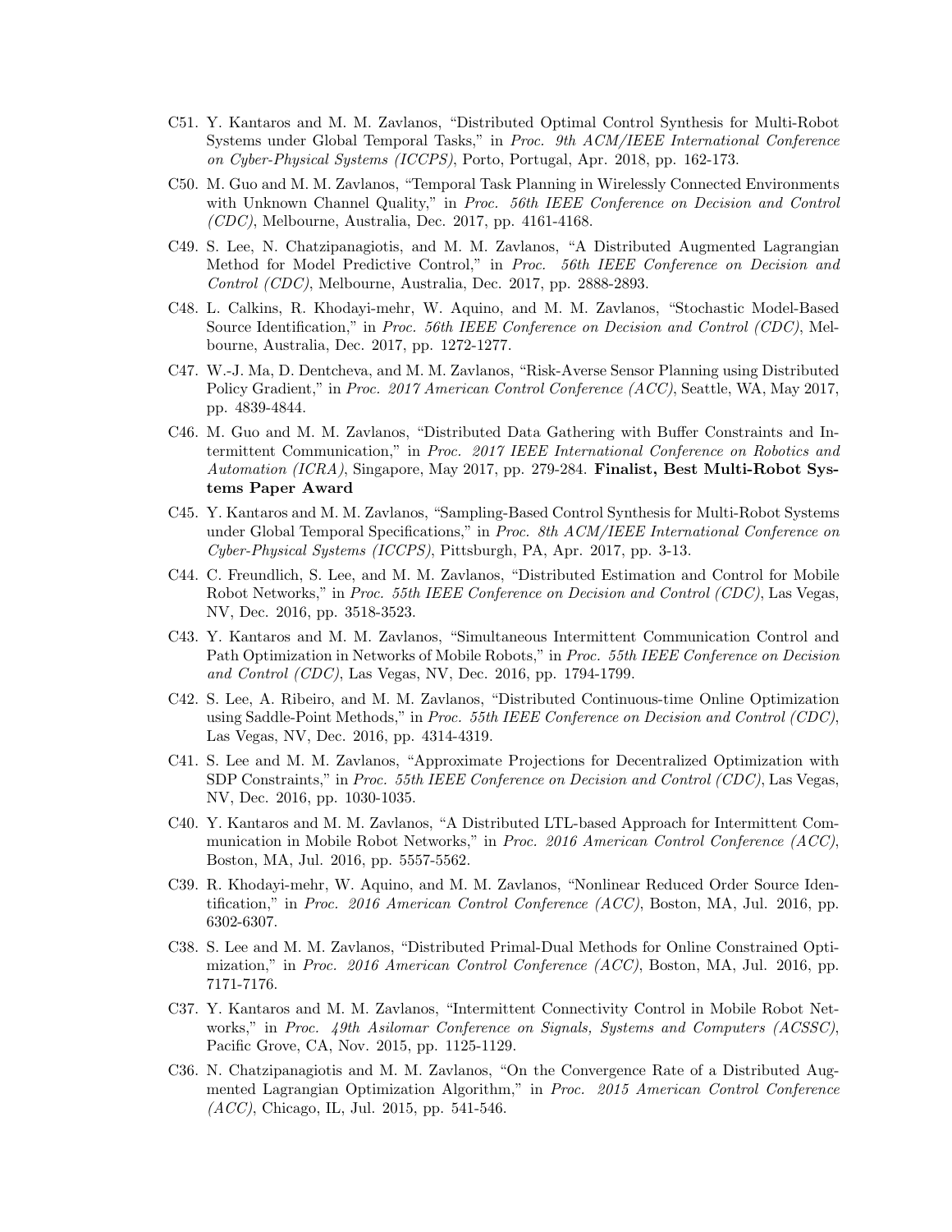- C51. Y. Kantaros and M. M. Zavlanos, "Distributed Optimal Control Synthesis for Multi-Robot Systems under Global Temporal Tasks," in *Proc. 9th ACM/IEEE International Conference on Cyber-Physical Systems (ICCPS)*, Porto, Portugal, Apr. 2018, pp. 162-173.
- C50. M. Guo and M. M. Zavlanos, "Temporal Task Planning in Wirelessly Connected Environments with Unknown Channel Quality," in *Proc. 56th IEEE Conference on Decision and Control (CDC)*, Melbourne, Australia, Dec. 2017, pp. 4161-4168.
- C49. S. Lee, N. Chatzipanagiotis, and M. M. Zavlanos, "A Distributed Augmented Lagrangian Method for Model Predictive Control," in *Proc. 56th IEEE Conference on Decision and Control (CDC)*, Melbourne, Australia, Dec. 2017, pp. 2888-2893.
- C48. L. Calkins, R. Khodayi-mehr, W. Aquino, and M. M. Zavlanos, "Stochastic Model-Based Source Identification," in *Proc. 56th IEEE Conference on Decision and Control (CDC)*, Melbourne, Australia, Dec. 2017, pp. 1272-1277.
- C47. W.-J. Ma, D. Dentcheva, and M. M. Zavlanos, "Risk-Averse Sensor Planning using Distributed Policy Gradient," in *Proc. 2017 American Control Conference (ACC)*, Seattle, WA, May 2017, pp. 4839-4844.
- C46. M. Guo and M. M. Zavlanos, "Distributed Data Gathering with Buffer Constraints and Intermittent Communication," in *Proc. 2017 IEEE International Conference on Robotics and Automation (ICRA)*, Singapore, May 2017, pp. 279-284. **Finalist, Best Multi-Robot Systems Paper Award**
- C45. Y. Kantaros and M. M. Zavlanos, "Sampling-Based Control Synthesis for Multi-Robot Systems under Global Temporal Specifications," in *Proc. 8th ACM/IEEE International Conference on Cyber-Physical Systems (ICCPS)*, Pittsburgh, PA, Apr. 2017, pp. 3-13.
- C44. C. Freundlich, S. Lee, and M. M. Zavlanos, "Distributed Estimation and Control for Mobile Robot Networks," in *Proc. 55th IEEE Conference on Decision and Control (CDC)*, Las Vegas, NV, Dec. 2016, pp. 3518-3523.
- C43. Y. Kantaros and M. M. Zavlanos, "Simultaneous Intermittent Communication Control and Path Optimization in Networks of Mobile Robots," in *Proc. 55th IEEE Conference on Decision and Control (CDC)*, Las Vegas, NV, Dec. 2016, pp. 1794-1799.
- C42. S. Lee, A. Ribeiro, and M. M. Zavlanos, "Distributed Continuous-time Online Optimization using Saddle-Point Methods," in *Proc. 55th IEEE Conference on Decision and Control (CDC)*, Las Vegas, NV, Dec. 2016, pp. 4314-4319.
- C41. S. Lee and M. M. Zavlanos, "Approximate Projections for Decentralized Optimization with SDP Constraints," in *Proc. 55th IEEE Conference on Decision and Control (CDC)*, Las Vegas, NV, Dec. 2016, pp. 1030-1035.
- C40. Y. Kantaros and M. M. Zavlanos, "A Distributed LTL-based Approach for Intermittent Communication in Mobile Robot Networks," in *Proc. 2016 American Control Conference (ACC)*, Boston, MA, Jul. 2016, pp. 5557-5562.
- C39. R. Khodayi-mehr, W. Aquino, and M. M. Zavlanos, "Nonlinear Reduced Order Source Identification," in *Proc. 2016 American Control Conference (ACC)*, Boston, MA, Jul. 2016, pp. 6302-6307.
- C38. S. Lee and M. M. Zavlanos, "Distributed Primal-Dual Methods for Online Constrained Optimization," in *Proc. 2016 American Control Conference (ACC)*, Boston, MA, Jul. 2016, pp. 7171-7176.
- C37. Y. Kantaros and M. M. Zavlanos, "Intermittent Connectivity Control in Mobile Robot Networks," in *Proc. 49th Asilomar Conference on Signals, Systems and Computers (ACSSC)*, Pacific Grove, CA, Nov. 2015, pp. 1125-1129.
- C36. N. Chatzipanagiotis and M. M. Zavlanos, "On the Convergence Rate of a Distributed Augmented Lagrangian Optimization Algorithm," in *Proc. 2015 American Control Conference (ACC)*, Chicago, IL, Jul. 2015, pp. 541-546.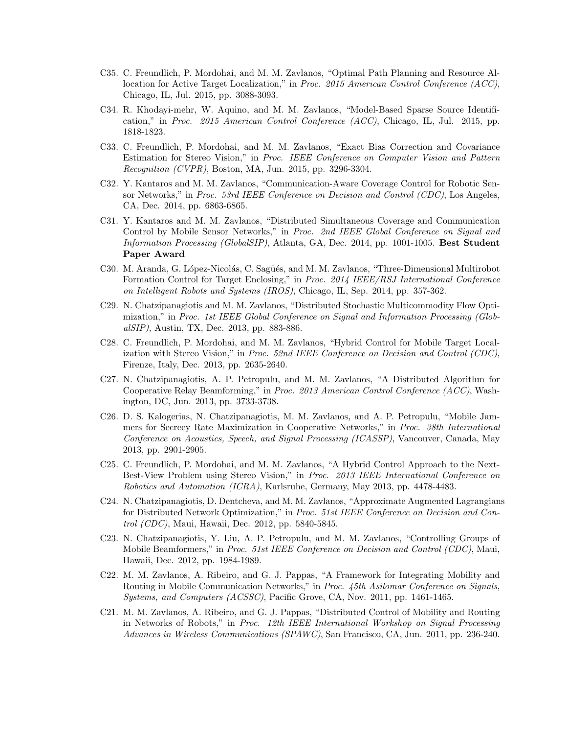C35. C. Freundlich, P. Mordohai, and M. M. Zavlanos, "Optimal Path Planning and Resource Allocation for Active Target Localization," in *Proc. 2015 American Control Conference (ACC)*, Chicago, IL, Jul. 2015, pp. 3088-3093.

C34. R. Khodayi-mehr, W. Aquino, and M. M. Zavlanos, "Model-Based Sparse Source Identification," in *Proc. 2015 American Control Conference (ACC)*, Chicago, IL, Jul. 2015, pp. 1818-1823.

C33. C. Freundlich, P. Mordohai, and M. M. Zavlanos, "Exact Bias Correction and Covariance Estimation for Stereo Vision," in *Proc. IEEE Conference on Computer Vision and Pattern Recognition (CVPR)*, Boston, MA, Jun. 2015, pp. 3296-3304.

C32. Y. Kantaros and M. M. Zavlanos, "Communication-Aware Coverage Control for Robotic Sensor Networks," in *Proc. 53rd IEEE Conference on Decision and Control (CDC)*, Los Angeles, CA, Dec. 2014, pp. 6863-6865.

C31. Y. Kantaros and M. M. Zavlanos, "Distributed Simultaneous Coverage and Communication Control by Mobile Sensor Networks," in *Proc. 2nd IEEE Global Conference on Signal and Information Processing (GlobalSIP)*, Atlanta, GA, Dec. 2014, pp. 1001-1005. **Best Student Paper Award**

C30. M. Aranda, G. López-Nicolás, C. Sagüés, and M. M. Zavlanos, "Three-Dimensional Multirobot Formation Control for Target Enclosing," in *Proc. 2014 IEEE/RSJ International Conference on Intelligent Robots and Systems (IROS)*, Chicago, IL, Sep. 2014, pp. 357-362.

C29. N. Chatzipanagiotis and M. M. Zavlanos, "Distributed Stochastic Multicommodity Flow Optimization," in *Proc. 1st IEEE Global Conference on Signal and Information Processing (GlobalSIP)*, Austin, TX, Dec. 2013, pp. 883-886.

C28. C. Freundlich, P. Mordohai, and M. M. Zavlanos, "Hybrid Control for Mobile Target Localization with Stereo Vision," in *Proc. 52nd IEEE Conference on Decision and Control (CDC)*, Firenze, Italy, Dec. 2013, pp. 2635-2640.

C27. N. Chatzipanagiotis, A. P. Petropulu, and M. M. Zavlanos, "A Distributed Algorithm for Cooperative Relay Beamforming," in *Proc. 2013 American Control Conference (ACC)*, Washington, DC, Jun. 2013, pp. 3733-3738.

C26. D. S. Kalogerias, N. Chatzipanagiotis, M. M. Zavlanos, and A. P. Petropulu, "Mobile Jammers for Secrecy Rate Maximization in Cooperative Networks," in *Proc. 38th International Conference on Acoustics, Speech, and Signal Processing (ICASSP)*, Vancouver, Canada, May 2013, pp. 2901-2905.

C25. C. Freundlich, P. Mordohai, and M. M. Zavlanos, "A Hybrid Control Approach to the Next-Best-View Problem using Stereo Vision," in *Proc. 2013 IEEE International Conference on Robotics and Automation (ICRA)*, Karlsruhe, Germany, May 2013, pp. 4478-4483.

C24. N. Chatzipanagiotis, D. Dentcheva, and M. M. Zavlanos, "Approximate Augmented Lagrangians for Distributed Network Optimization," in *Proc. 51st IEEE Conference on Decision and Control (CDC)*, Maui, Hawaii, Dec. 2012, pp. 5840-5845.

C23. N. Chatzipanagiotis, Y. Liu, A. P. Petropulu, and M. M. Zavlanos, "Controlling Groups of Mobile Beamformers," in *Proc. 51st IEEE Conference on Decision and Control (CDC)*, Maui, Hawaii, Dec. 2012, pp. 1984-1989.

C22. M. M. Zavlanos, A. Ribeiro, and G. J. Pappas, "A Framework for Integrating Mobility and Routing in Mobile Communication Networks," in *Proc. 45th Asilomar Conference on Signals, Systems, and Computers (ACSSC)*, Pacific Grove, CA, Nov. 2011, pp. 1461-1465.

C21. M. M. Zavlanos, A. Ribeiro, and G. J. Pappas, "Distributed Control of Mobility and Routing in Networks of Robots," in *Proc. 12th IEEE International Workshop on Signal Processing Advances in Wireless Communications (SPAWC)*, San Francisco, CA, Jun. 2011, pp. 236-240.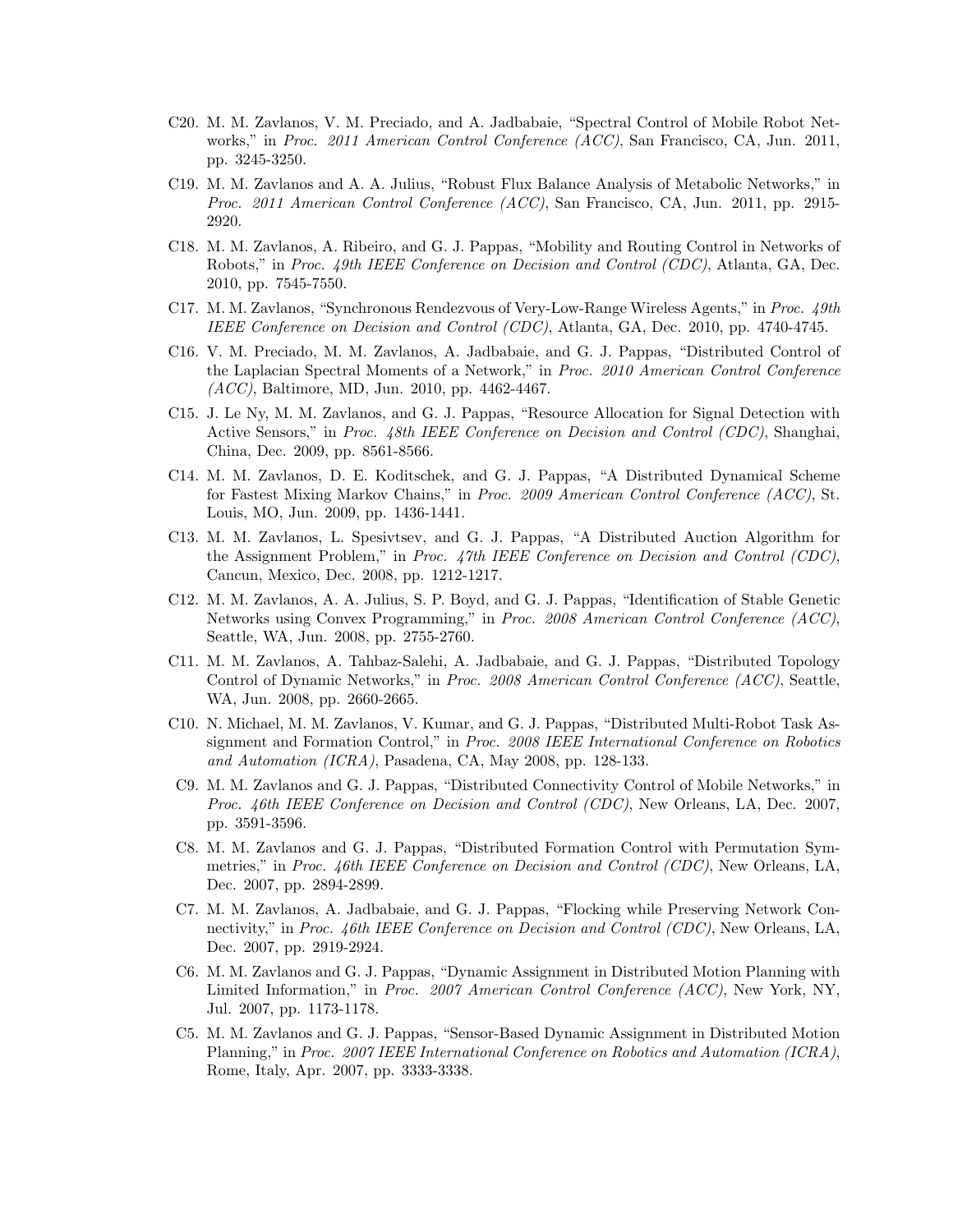C20. M. M. Zavlanos, V. M. Preciado, and A. Jadbabaie, "Spectral Control of Mobile Robot Networks," in *Proc. 2011 American Control Conference (ACC)*, San Francisco, CA, Jun. 2011, pp. 3245-3250.

C19. M. M. Zavlanos and A. A. Julius, "Robust Flux Balance Analysis of Metabolic Networks," in *Proc. 2011 American Control Conference (ACC)*, San Francisco, CA, Jun. 2011, pp. 2915-2920.

C18. M. M. Zavlanos, A. Ribeiro, and G. J. Pappas, "Mobility and Routing Control in Networks of Robots," in *Proc. 49th IEEE Conference on Decision and Control (CDC)*, Atlanta, GA, Dec. 2010, pp. 7545-7550.

C17. M. M. Zavlanos, "Synchronous Rendezvous of Very-Low-Range Wireless Agents," in *Proc. 49th IEEE Conference on Decision and Control (CDC)*, Atlanta, GA, Dec. 2010, pp. 4740-4745.

C16. V. M. Preciado, M. M. Zavlanos, A. Jadbabaie, and G. J. Pappas, "Distributed Control of the Laplacian Spectral Moments of a Network," in *Proc. 2010 American Control Conference (ACC)*, Baltimore, MD, Jun. 2010, pp. 4462-4467.

C15. J. Le Ny, M. M. Zavlanos, and G. J. Pappas, "Resource Allocation for Signal Detection with Active Sensors," in *Proc. 48th IEEE Conference on Decision and Control (CDC)*, Shanghai, China, Dec. 2009, pp. 8561-8566.

C14. M. M. Zavlanos, D. E. Koditschek, and G. J. Pappas, "A Distributed Dynamical Scheme for Fastest Mixing Markov Chains," in *Proc. 2009 American Control Conference (ACC)*, St. Louis, MO, Jun. 2009, pp. 1436-1441.

C13. M. M. Zavlanos, L. Spesivtsev, and G. J. Pappas, "A Distributed Auction Algorithm for the Assignment Problem," in *Proc. 47th IEEE Conference on Decision and Control (CDC)*, Cancun, Mexico, Dec. 2008, pp. 1212-1217.

C12. M. M. Zavlanos, A. A. Julius, S. P. Boyd, and G. J. Pappas, "Identification of Stable Genetic Networks using Convex Programming," in *Proc. 2008 American Control Conference (ACC)*, Seattle, WA, Jun. 2008, pp. 2755-2760.

C11. M. M. Zavlanos, A. Tahbaz-Salehi, A. Jadbabaie, and G. J. Pappas, "Distributed Topology Control of Dynamic Networks," in *Proc. 2008 American Control Conference (ACC)*, Seattle, WA, Jun. 2008, pp. 2660-2665.

C10. N. Michael, M. M. Zavlanos, V. Kumar, and G. J. Pappas, "Distributed Multi-Robot Task Assignment and Formation Control," in *Proc. 2008 IEEE International Conference on Robotics and Automation (ICRA)*, Pasadena, CA, May 2008, pp. 128-133.

C9. M. M. Zavlanos and G. J. Pappas, "Distributed Connectivity Control of Mobile Networks," in *Proc. 46th IEEE Conference on Decision and Control (CDC)*, New Orleans, LA, Dec. 2007, pp. 3591-3596.

C8. M. M. Zavlanos and G. J. Pappas, "Distributed Formation Control with Permutation Symmetries," in *Proc. 46th IEEE Conference on Decision and Control (CDC)*, New Orleans, LA, Dec. 2007, pp. 2894-2899.

C7. M. M. Zavlanos, A. Jadbabaie, and G. J. Pappas, "Flocking while Preserving Network Connectivity," in *Proc. 46th IEEE Conference on Decision and Control (CDC)*, New Orleans, LA, Dec. 2007, pp. 2919-2924.

C6. M. M. Zavlanos and G. J. Pappas, "Dynamic Assignment in Distributed Motion Planning with Limited Information," in *Proc. 2007 American Control Conference (ACC)*, New York, NY, Jul. 2007, pp. 1173-1178.

C5. M. M. Zavlanos and G. J. Pappas, "Sensor-Based Dynamic Assignment in Distributed Motion Planning," in *Proc. 2007 IEEE International Conference on Robotics and Automation (ICRA)*, Rome, Italy, Apr. 2007, pp. 3333-3338.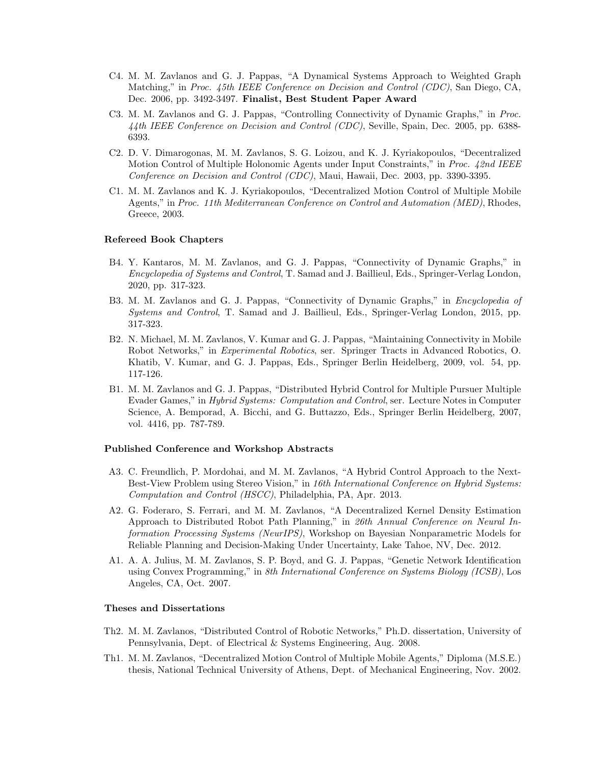- C4. M. M. Zavlanos and G. J. Pappas, "A Dynamical Systems Approach to Weighted Graph Matching," in *Proc. 45th IEEE Conference on Decision and Control (CDC)*, San Diego, CA, Dec. 2006, pp. 3492-3497. **Finalist, Best Student Paper Award**
- C3. M. M. Zavlanos and G. J. Pappas, "Controlling Connectivity of Dynamic Graphs," in *Proc. 44th IEEE Conference on Decision and Control (CDC)*, Seville, Spain, Dec. 2005, pp. 6388-6393.
- C2. D. V. Dimarogonas, M. M. Zavlanos, S. G. Loizou, and K. J. Kyriakopoulos, "Decentralized Motion Control of Multiple Holonomic Agents under Input Constraints," in *Proc. 42nd IEEE Conference on Decision and Control (CDC)*, Maui, Hawaii, Dec. 2003, pp. 3390-3395.
- C1. M. M. Zavlanos and K. J. Kyriakopoulos, "Decentralized Motion Control of Multiple Mobile Agents," in *Proc. 11th Mediterranean Conference on Control and Automation (MED)*, Rhodes, Greece, 2003.

### Refereed Book Chapters

- B4. Y. Kantaros, M. M. Zavlanos, and G. J. Pappas, "Connectivity of Dynamic Graphs," in *Encyclopedia of Systems and Control*, T. Samad and J. Baillieul, Eds., Springer-Verlag London, 2020, pp. 317-323.
- B3. M. M. Zavlanos and G. J. Pappas, "Connectivity of Dynamic Graphs," in *Encyclopedia of Systems and Control*, T. Samad and J. Baillieul, Eds., Springer-Verlag London, 2015, pp. 317-323.
- B2. N. Michael, M. M. Zavlanos, V. Kumar and G. J. Pappas, "Maintaining Connectivity in Mobile Robot Networks," in *Experimental Robotics*, ser. Springer Tracts in Advanced Robotics, O. Khatib, V. Kumar, and G. J. Pappas, Eds., Springer Berlin Heidelberg, 2009, vol. 54, pp. 117-126.
- B1. M. M. Zavlanos and G. J. Pappas, "Distributed Hybrid Control for Multiple Pursuer Multiple Evader Games," in *Hybrid Systems: Computation and Control*, ser. Lecture Notes in Computer Science, A. Bemporad, A. Bicchi, and G. Buttazzo, Eds., Springer Berlin Heidelberg, 2007, vol. 4416, pp. 787-789.

### Published Conference and Workshop Abstracts

- A3. C. Freundlich, P. Mordohai, and M. M. Zavlanos, "A Hybrid Control Approach to the Next-Best-View Problem using Stereo Vision," in *16th International Conference on Hybrid Systems: Computation and Control (HSCC)*, Philadelphia, PA, Apr. 2013.
- A2. G. Foderaro, S. Ferrari, and M. M. Zavlanos, "A Decentralized Kernel Density Estimation Approach to Distributed Robot Path Planning," in *26th Annual Conference on Neural Information Processing Systems (NeurIPS)*, Workshop on Bayesian Nonparametric Models for Reliable Planning and Decision-Making Under Uncertainty, Lake Tahoe, NV, Dec. 2012.
- A1. A. A. Julius, M. M. Zavlanos, S. P. Boyd, and G. J. Pappas, "Genetic Network Identification using Convex Programming," in *8th International Conference on Systems Biology (ICSB)*, Los Angeles, CA, Oct. 2007.

### Theses and Dissertations

- Th2. M. M. Zavlanos, "Distributed Control of Robotic Networks," Ph.D. dissertation, University of Pennsylvania, Dept. of Electrical & Systems Engineering, Aug. 2008.
- Th1. M. M. Zavlanos, "Decentralized Motion Control of Multiple Mobile Agents," Diploma (M.S.E.) thesis, National Technical University of Athens, Dept. of Mechanical Engineering, Nov. 2002.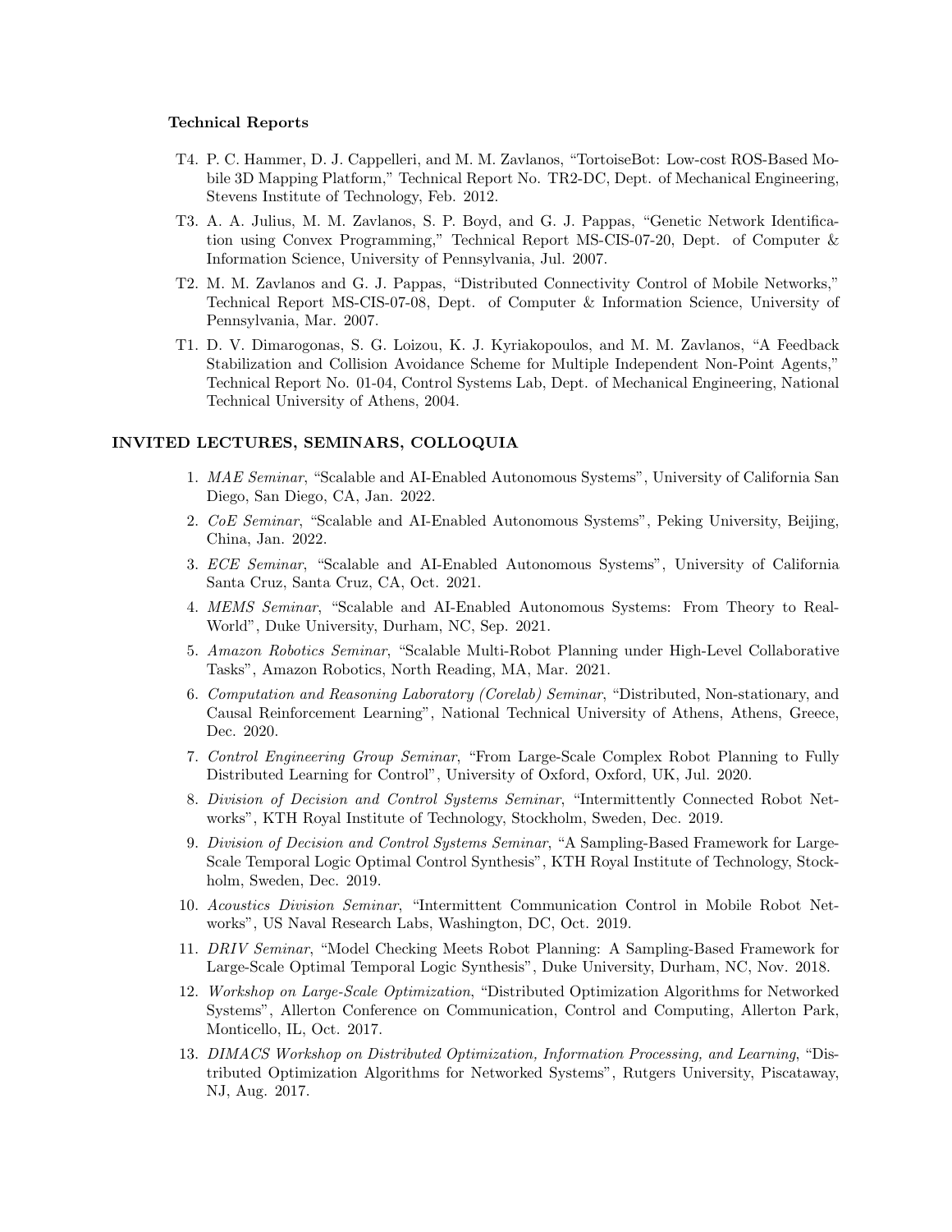### Technical Reports

T4. P. C. Hammer, D. J. Cappelleri, and M. M. Zavlanos, "TortoiseBot: Low-cost ROS-Based Mobile 3D Mapping Platform," Technical Report No. TR2-DC, Dept. of Mechanical Engineering, Stevens Institute of Technology, Feb. 2012.

T3. A. A. Julius, M. M. Zavlanos, S. P. Boyd, and G. J. Pappas, "Genetic Network Identification using Convex Programming," Technical Report MS-CIS-07-20, Dept. of Computer & Information Science, University of Pennsylvania, Jul. 2007.

T2. M. M. Zavlanos and G. J. Pappas, "Distributed Connectivity Control of Mobile Networks," Technical Report MS-CIS-07-08, Dept. of Computer & Information Science, University of Pennsylvania, Mar. 2007.

T1. D. V. Dimarogonas, S. G. Loizou, K. J. Kyriakopoulos, and M. M. Zavlanos, "A Feedback Stabilization and Collision Avoidance Scheme for Multiple Independent Non-Point Agents," Technical Report No. 01-04, Control Systems Lab, Dept. of Mechanical Engineering, National Technical University of Athens, 2004.

## INVITED LECTURES, SEMINARS, COLLOQUIA

1. *MAE Seminar*, "Scalable and AI-Enabled Autonomous Systems", University of California San Diego, San Diego, CA, Jan. 2022.
2. *CoE Seminar*, "Scalable and AI-Enabled Autonomous Systems", Peking University, Beijing, China, Jan. 2022.
3. *ECE Seminar*, "Scalable and AI-Enabled Autonomous Systems", University of California Santa Cruz, Santa Cruz, CA, Oct. 2021.
4. *MEMS Seminar*, "Scalable and AI-Enabled Autonomous Systems: From Theory to Real-World", Duke University, Durham, NC, Sep. 2021.
5. *Amazon Robotics Seminar*, "Scalable Multi-Robot Planning under High-Level Collaborative Tasks", Amazon Robotics, North Reading, MA, Mar. 2021.
6. *Computation and Reasoning Laboratory (Corelab) Seminar*, "Distributed, Non-stationary, and Causal Reinforcement Learning", National Technical University of Athens, Athens, Greece, Dec. 2020.
7. *Control Engineering Group Seminar*, "From Large-Scale Complex Robot Planning to Fully Distributed Learning for Control", University of Oxford, Oxford, UK, Jul. 2020.
8. *Division of Decision and Control Systems Seminar*, "Intermittently Connected Robot Networks", KTH Royal Institute of Technology, Stockholm, Sweden, Dec. 2019.
9. *Division of Decision and Control Systems Seminar*, "A Sampling-Based Framework for Large-Scale Temporal Logic Optimal Control Synthesis", KTH Royal Institute of Technology, Stockholm, Sweden, Dec. 2019.
10. *Acoustics Division Seminar*, "Intermittent Communication Control in Mobile Robot Networks", US Naval Research Labs, Washington, DC, Oct. 2019.
11. *DRIV Seminar*, "Model Checking Meets Robot Planning: A Sampling-Based Framework for Large-Scale Optimal Temporal Logic Synthesis", Duke University, Durham, NC, Nov. 2018.
12. *Workshop on Large-Scale Optimization*, "Distributed Optimization Algorithms for Networked Systems", Allerton Conference on Communication, Control and Computing, Allerton Park, Monticello, IL, Oct. 2017.
13. *DIMACS Workshop on Distributed Optimization, Information Processing, and Learning*, "Distributed Optimization Algorithms for Networked Systems", Rutgers University, Piscataway, NJ, Aug. 2017.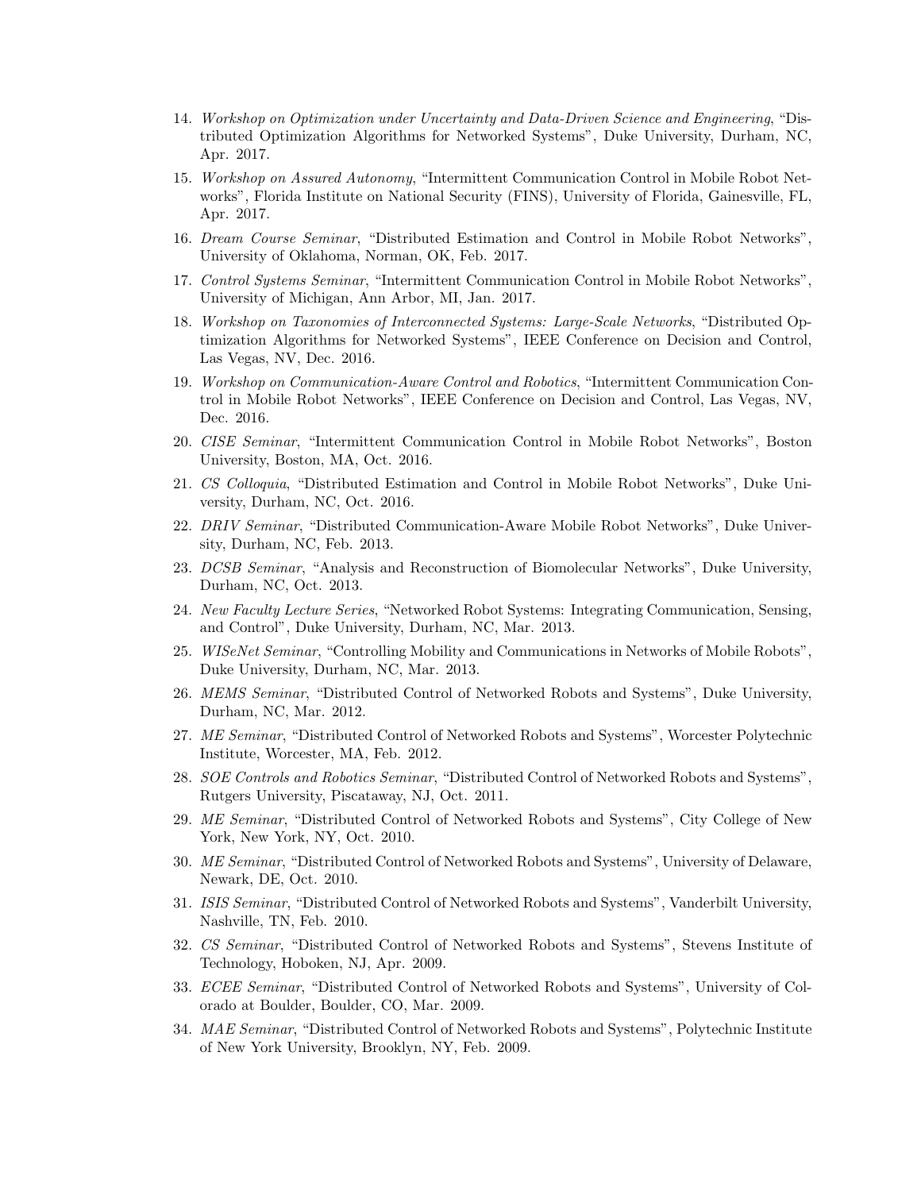14. *Workshop on Optimization under Uncertainty and Data-Driven Science and Engineering*, "Distributed Optimization Algorithms for Networked Systems", Duke University, Durham, NC, Apr. 2017.

15. *Workshop on Assured Autonomy*, "Intermittent Communication Control in Mobile Robot Networks", Florida Institute on National Security (FINS), University of Florida, Gainesville, FL, Apr. 2017.

16. *Dream Course Seminar*, "Distributed Estimation and Control in Mobile Robot Networks", University of Oklahoma, Norman, OK, Feb. 2017.

17. *Control Systems Seminar*, "Intermittent Communication Control in Mobile Robot Networks", University of Michigan, Ann Arbor, MI, Jan. 2017.

18. *Workshop on Taxonomies of Interconnected Systems: Large-Scale Networks*, "Distributed Optimization Algorithms for Networked Systems", IEEE Conference on Decision and Control, Las Vegas, NV, Dec. 2016.

19. *Workshop on Communication-Aware Control and Robotics*, "Intermittent Communication Control in Mobile Robot Networks", IEEE Conference on Decision and Control, Las Vegas, NV, Dec. 2016.

20. *CISE Seminar*, "Intermittent Communication Control in Mobile Robot Networks", Boston University, Boston, MA, Oct. 2016.

21. *CS Colloquia*, "Distributed Estimation and Control in Mobile Robot Networks", Duke University, Durham, NC, Oct. 2016.

22. *DRIV Seminar*, "Distributed Communication-Aware Mobile Robot Networks", Duke University, Durham, NC, Feb. 2013.

23. *DCSB Seminar*, "Analysis and Reconstruction of Biomolecular Networks", Duke University, Durham, NC, Oct. 2013.

24. *New Faculty Lecture Series*, "Networked Robot Systems: Integrating Communication, Sensing, and Control", Duke University, Durham, NC, Mar. 2013.

25. *WISeNet Seminar*, "Controlling Mobility and Communications in Networks of Mobile Robots", Duke University, Durham, NC, Mar. 2013.

26. *MEMS Seminar*, "Distributed Control of Networked Robots and Systems", Duke University, Durham, NC, Mar. 2012.

27. *ME Seminar*, "Distributed Control of Networked Robots and Systems", Worcester Polytechnic Institute, Worcester, MA, Feb. 2012.

28. *SOE Controls and Robotics Seminar*, "Distributed Control of Networked Robots and Systems", Rutgers University, Piscataway, NJ, Oct. 2011.

29. *ME Seminar*, "Distributed Control of Networked Robots and Systems", City College of New York, New York, NY, Oct. 2010.

30. *ME Seminar*, "Distributed Control of Networked Robots and Systems", University of Delaware, Newark, DE, Oct. 2010.

31. *ISIS Seminar*, "Distributed Control of Networked Robots and Systems", Vanderbilt University, Nashville, TN, Feb. 2010.

32. *CS Seminar*, "Distributed Control of Networked Robots and Systems", Stevens Institute of Technology, Hoboken, NJ, Apr. 2009.

33. *ECEE Seminar*, "Distributed Control of Networked Robots and Systems", University of Colorado at Boulder, Boulder, CO, Mar. 2009.

34. *MAE Seminar*, "Distributed Control of Networked Robots and Systems", Polytechnic Institute of New York University, Brooklyn, NY, Feb. 2009.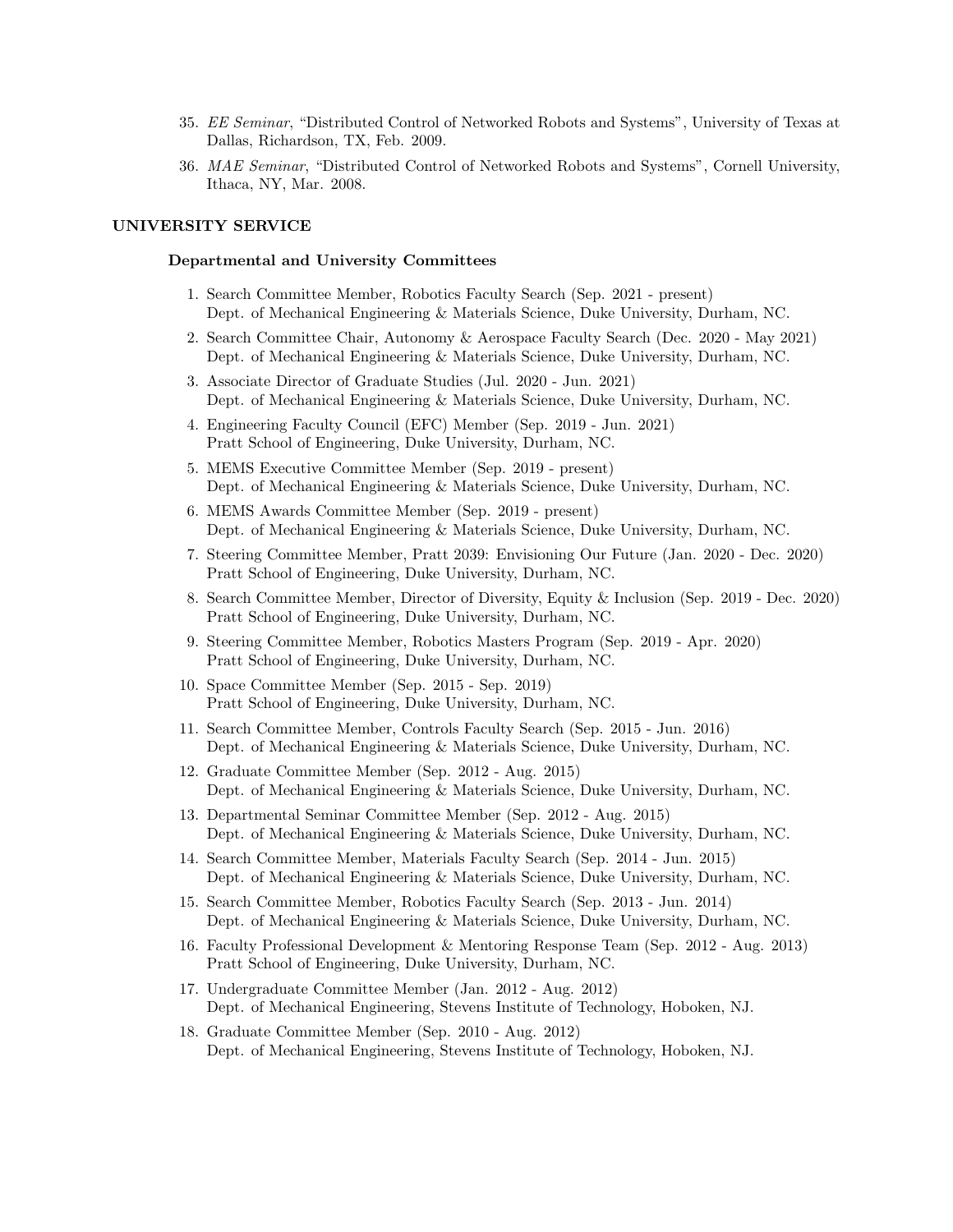35. *EE Seminar*, "Distributed Control of Networked Robots and Systems", University of Texas at Dallas, Richardson, TX, Feb. 2009.
36. *MAE Seminar*, "Distributed Control of Networked Robots and Systems", Cornell University, Ithaca, NY, Mar. 2008.

## UNIVERSITY SERVICE

### Departmental and University Committees

1. Search Committee Member, Robotics Faculty Search (Sep. 2021 - present)
   Dept. of Mechanical Engineering & Materials Science, Duke University, Durham, NC.
2. Search Committee Chair, Autonomy & Aerospace Faculty Search (Dec. 2020 - May 2021)
   Dept. of Mechanical Engineering & Materials Science, Duke University, Durham, NC.
3. Associate Director of Graduate Studies (Jul. 2020 - Jun. 2021)
   Dept. of Mechanical Engineering & Materials Science, Duke University, Durham, NC.
4. Engineering Faculty Council (EFC) Member (Sep. 2019 - Jun. 2021)
   Pratt School of Engineering, Duke University, Durham, NC.
5. MEMS Executive Committee Member (Sep. 2019 - present)
   Dept. of Mechanical Engineering & Materials Science, Duke University, Durham, NC.
6. MEMS Awards Committee Member (Sep. 2019 - present)
   Dept. of Mechanical Engineering & Materials Science, Duke University, Durham, NC.
7. Steering Committee Member, Pratt 2039: Envisioning Our Future (Jan. 2020 - Dec. 2020)
   Pratt School of Engineering, Duke University, Durham, NC.
8. Search Committee Member, Director of Diversity, Equity & Inclusion (Sep. 2019 - Dec. 2020)
   Pratt School of Engineering, Duke University, Durham, NC.
9. Steering Committee Member, Robotics Masters Program (Sep. 2019 - Apr. 2020)
   Pratt School of Engineering, Duke University, Durham, NC.
10. Space Committee Member (Sep. 2015 - Sep. 2019)
    Pratt School of Engineering, Duke University, Durham, NC.
11. Search Committee Member, Controls Faculty Search (Sep. 2015 - Jun. 2016)
    Dept. of Mechanical Engineering & Materials Science, Duke University, Durham, NC.
12. Graduate Committee Member (Sep. 2012 - Aug. 2015)
    Dept. of Mechanical Engineering & Materials Science, Duke University, Durham, NC.
13. Departmental Seminar Committee Member (Sep. 2012 - Aug. 2015)
    Dept. of Mechanical Engineering & Materials Science, Duke University, Durham, NC.
14. Search Committee Member, Materials Faculty Search (Sep. 2014 - Jun. 2015)
    Dept. of Mechanical Engineering & Materials Science, Duke University, Durham, NC.
15. Search Committee Member, Robotics Faculty Search (Sep. 2013 - Jun. 2014)
    Dept. of Mechanical Engineering & Materials Science, Duke University, Durham, NC.
16. Faculty Professional Development & Mentoring Response Team (Sep. 2012 - Aug. 2013)
    Pratt School of Engineering, Duke University, Durham, NC.
17. Undergraduate Committee Member (Jan. 2012 - Aug. 2012)
    Dept. of Mechanical Engineering, Stevens Institute of Technology, Hoboken, NJ.
18. Graduate Committee Member (Sep. 2010 - Aug. 2012)
    Dept. of Mechanical Engineering, Stevens Institute of Technology, Hoboken, NJ.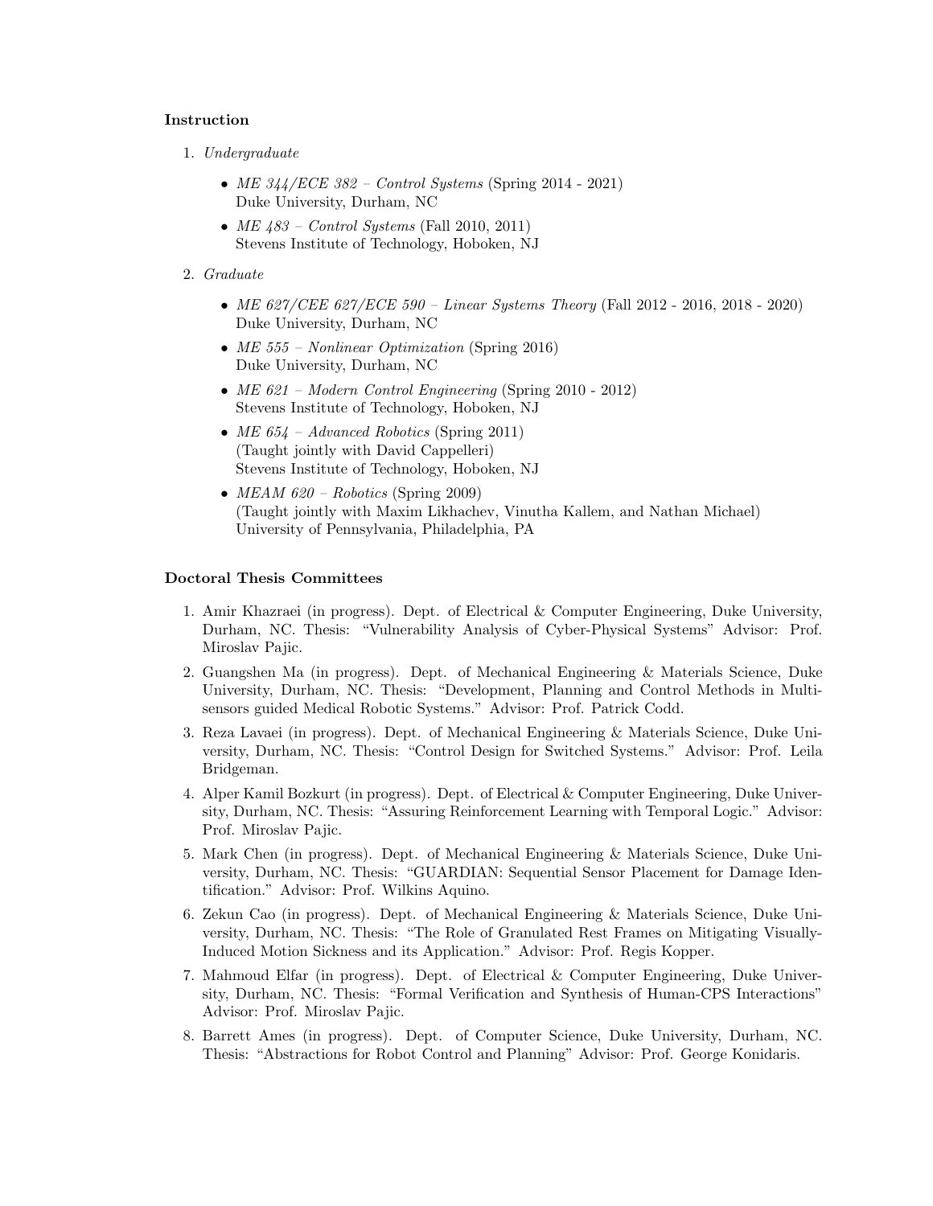**Instruction**

1. *Undergraduate*
   - *ME 344/ECE 382 – Control Systems* (Spring 2014 - 2021)
     Duke University, Durham, NC
   - *ME 483 – Control Systems* (Fall 2010, 2011)
     Stevens Institute of Technology, Hoboken, NJ
2. *Graduate*
   - *ME 627/CEE 627/ECE 590 – Linear Systems Theory* (Fall 2012 - 2016, 2018 - 2020)
     Duke University, Durham, NC
   - *ME 555 – Nonlinear Optimization* (Spring 2016)
     Duke University, Durham, NC
   - *ME 621 – Modern Control Engineering* (Spring 2010 - 2012)
     Stevens Institute of Technology, Hoboken, NJ
   - *ME 654 – Advanced Robotics* (Spring 2011)
     (Taught jointly with David Cappelleri)
     Stevens Institute of Technology, Hoboken, NJ
   - *MEAM 620 – Robotics* (Spring 2009)
     (Taught jointly with Maxim Likhachev, Vinutha Kallem, and Nathan Michael)
     University of Pennsylvania, Philadelphia, PA

**Doctoral Thesis Committees**

1. Amir Khazraei (in progress). Dept. of Electrical & Computer Engineering, Duke University, Durham, NC. Thesis: "Vulnerability Analysis of Cyber-Physical Systems" Advisor: Prof. Miroslav Pajic.
2. Guangshen Ma (in progress). Dept. of Mechanical Engineering & Materials Science, Duke University, Durham, NC. Thesis: "Development, Planning and Control Methods in Multi-sensors guided Medical Robotic Systems." Advisor: Prof. Patrick Codd.
3. Reza Lavaei (in progress). Dept. of Mechanical Engineering & Materials Science, Duke University, Durham, NC. Thesis: "Control Design for Switched Systems." Advisor: Prof. Leila Bridgeman.
4. Alper Kamil Bozkurt (in progress). Dept. of Electrical & Computer Engineering, Duke University, Durham, NC. Thesis: "Assuring Reinforcement Learning with Temporal Logic." Advisor: Prof. Miroslav Pajic.
5. Mark Chen (in progress). Dept. of Mechanical Engineering & Materials Science, Duke University, Durham, NC. Thesis: "GUARDIAN: Sequential Sensor Placement for Damage Identification." Advisor: Prof. Wilkins Aquino.
6. Zekun Cao (in progress). Dept. of Mechanical Engineering & Materials Science, Duke University, Durham, NC. Thesis: "The Role of Granulated Rest Frames on Mitigating Visually-Induced Motion Sickness and its Application." Advisor: Prof. Regis Kopper.
7. Mahmoud Elfar (in progress). Dept. of Electrical & Computer Engineering, Duke University, Durham, NC. Thesis: "Formal Verification and Synthesis of Human-CPS Interactions" Advisor: Prof. Miroslav Pajic.
8. Barrett Ames (in progress). Dept. of Computer Science, Duke University, Durham, NC. Thesis: "Abstractions for Robot Control and Planning" Advisor: Prof. George Konidaris.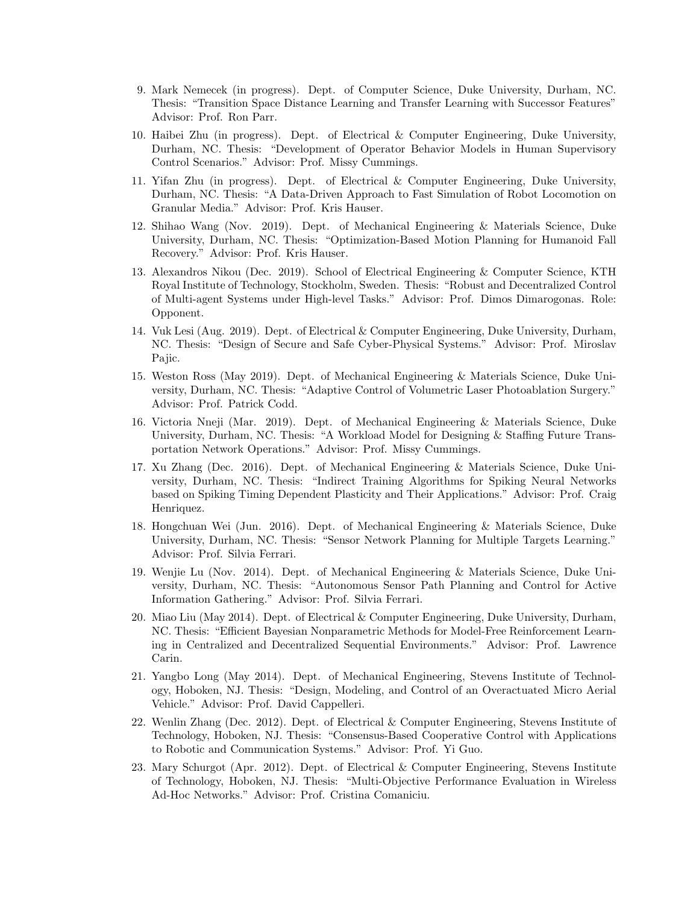9. Mark Nemecek (in progress). Dept. of Computer Science, Duke University, Durham, NC. Thesis: "Transition Space Distance Learning and Transfer Learning with Successor Features" Advisor: Prof. Ron Parr.

10. Haibei Zhu (in progress). Dept. of Electrical & Computer Engineering, Duke University, Durham, NC. Thesis: "Development of Operator Behavior Models in Human Supervisory Control Scenarios." Advisor: Prof. Missy Cummings.

11. Yifan Zhu (in progress). Dept. of Electrical & Computer Engineering, Duke University, Durham, NC. Thesis: "A Data-Driven Approach to Fast Simulation of Robot Locomotion on Granular Media." Advisor: Prof. Kris Hauser.

12. Shihao Wang (Nov. 2019). Dept. of Mechanical Engineering & Materials Science, Duke University, Durham, NC. Thesis: "Optimization-Based Motion Planning for Humanoid Fall Recovery." Advisor: Prof. Kris Hauser.

13. Alexandros Nikou (Dec. 2019). School of Electrical Engineering & Computer Science, KTH Royal Institute of Technology, Stockholm, Sweden. Thesis: "Robust and Decentralized Control of Multi-agent Systems under High-level Tasks." Advisor: Prof. Dimos Dimarogonas. Role: Opponent.

14. Vuk Lesi (Aug. 2019). Dept. of Electrical & Computer Engineering, Duke University, Durham, NC. Thesis: "Design of Secure and Safe Cyber-Physical Systems." Advisor: Prof. Miroslav Pajic.

15. Weston Ross (May 2019). Dept. of Mechanical Engineering & Materials Science, Duke University, Durham, NC. Thesis: "Adaptive Control of Volumetric Laser Photoablation Surgery." Advisor: Prof. Patrick Codd.

16. Victoria Nneji (Mar. 2019). Dept. of Mechanical Engineering & Materials Science, Duke University, Durham, NC. Thesis: "A Workload Model for Designing & Staffing Future Transportation Network Operations." Advisor: Prof. Missy Cummings.

17. Xu Zhang (Dec. 2016). Dept. of Mechanical Engineering & Materials Science, Duke University, Durham, NC. Thesis: "Indirect Training Algorithms for Spiking Neural Networks based on Spiking Timing Dependent Plasticity and Their Applications." Advisor: Prof. Craig Henriquez.

18. Hongchuan Wei (Jun. 2016). Dept. of Mechanical Engineering & Materials Science, Duke University, Durham, NC. Thesis: "Sensor Network Planning for Multiple Targets Learning." Advisor: Prof. Silvia Ferrari.

19. Wenjie Lu (Nov. 2014). Dept. of Mechanical Engineering & Materials Science, Duke University, Durham, NC. Thesis: "Autonomous Sensor Path Planning and Control for Active Information Gathering." Advisor: Prof. Silvia Ferrari.

20. Miao Liu (May 2014). Dept. of Electrical & Computer Engineering, Duke University, Durham, NC. Thesis: "Efficient Bayesian Nonparametric Methods for Model-Free Reinforcement Learning in Centralized and Decentralized Sequential Environments." Advisor: Prof. Lawrence Carin.

21. Yangbo Long (May 2014). Dept. of Mechanical Engineering, Stevens Institute of Technology, Hoboken, NJ. Thesis: "Design, Modeling, and Control of an Overactuated Micro Aerial Vehicle." Advisor: Prof. David Cappelleri.

22. Wenlin Zhang (Dec. 2012). Dept. of Electrical & Computer Engineering, Stevens Institute of Technology, Hoboken, NJ. Thesis: "Consensus-Based Cooperative Control with Applications to Robotic and Communication Systems." Advisor: Prof. Yi Guo.

23. Mary Schurgot (Apr. 2012). Dept. of Electrical & Computer Engineering, Stevens Institute of Technology, Hoboken, NJ. Thesis: "Multi-Objective Performance Evaluation in Wireless Ad-Hoc Networks." Advisor: Prof. Cristina Comaniciu.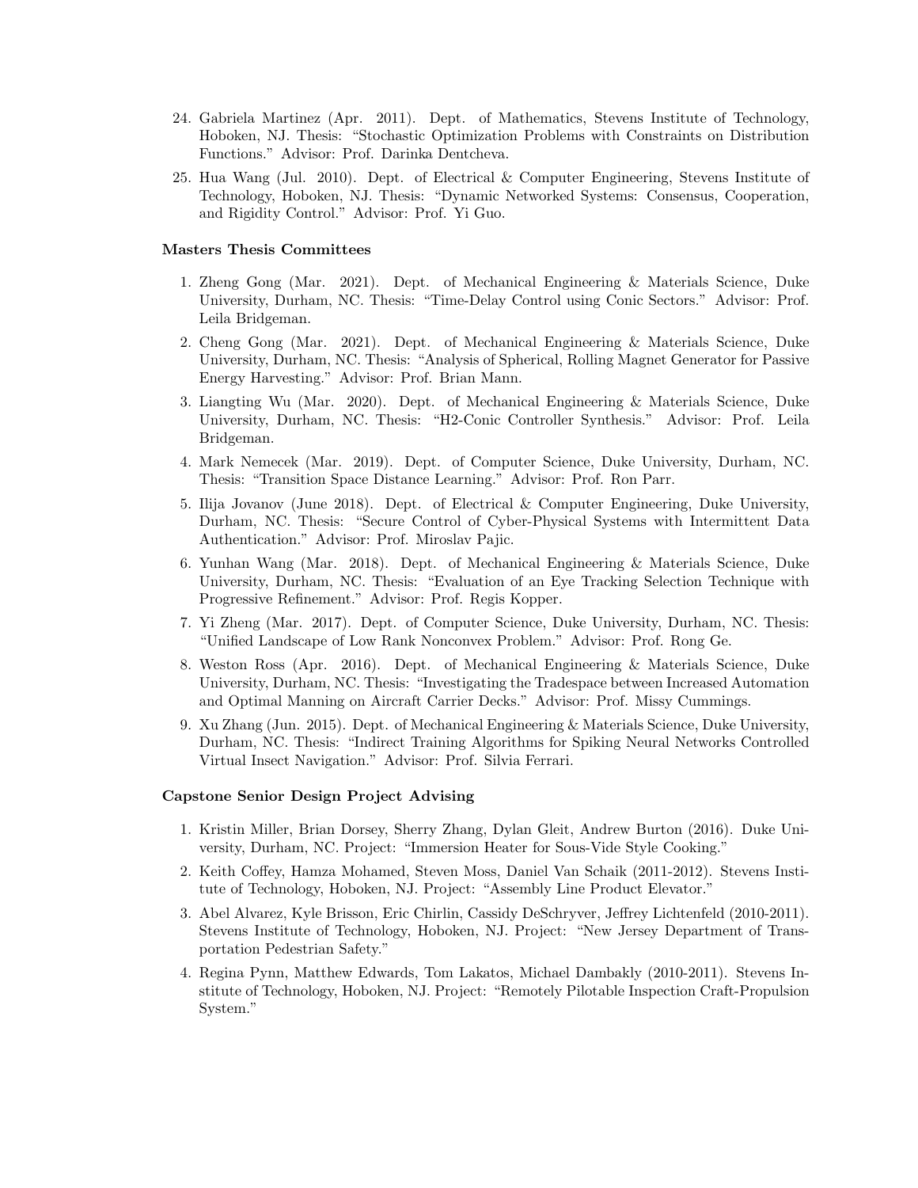24. Gabriela Martinez (Apr. 2011). Dept. of Mathematics, Stevens Institute of Technology, Hoboken, NJ. Thesis: "Stochastic Optimization Problems with Constraints on Distribution Functions." Advisor: Prof. Darinka Dentcheva.

25. Hua Wang (Jul. 2010). Dept. of Electrical & Computer Engineering, Stevens Institute of Technology, Hoboken, NJ. Thesis: "Dynamic Networked Systems: Consensus, Cooperation, and Rigidity Control." Advisor: Prof. Yi Guo.

**Masters Thesis Committees**

1. Zheng Gong (Mar. 2021). Dept. of Mechanical Engineering & Materials Science, Duke University, Durham, NC. Thesis: "Time-Delay Control using Conic Sectors." Advisor: Prof. Leila Bridgeman.

2. Cheng Gong (Mar. 2021). Dept. of Mechanical Engineering & Materials Science, Duke University, Durham, NC. Thesis: "Analysis of Spherical, Rolling Magnet Generator for Passive Energy Harvesting." Advisor: Prof. Brian Mann.

3. Liangting Wu (Mar. 2020). Dept. of Mechanical Engineering & Materials Science, Duke University, Durham, NC. Thesis: "H2-Conic Controller Synthesis." Advisor: Prof. Leila Bridgeman.

4. Mark Nemecek (Mar. 2019). Dept. of Computer Science, Duke University, Durham, NC. Thesis: "Transition Space Distance Learning." Advisor: Prof. Ron Parr.

5. Ilija Jovanov (June 2018). Dept. of Electrical & Computer Engineering, Duke University, Durham, NC. Thesis: "Secure Control of Cyber-Physical Systems with Intermittent Data Authentication." Advisor: Prof. Miroslav Pajic.

6. Yunhan Wang (Mar. 2018). Dept. of Mechanical Engineering & Materials Science, Duke University, Durham, NC. Thesis: "Evaluation of an Eye Tracking Selection Technique with Progressive Refinement." Advisor: Prof. Regis Kopper.

7. Yi Zheng (Mar. 2017). Dept. of Computer Science, Duke University, Durham, NC. Thesis: "Unified Landscape of Low Rank Nonconvex Problem." Advisor: Prof. Rong Ge.

8. Weston Ross (Apr. 2016). Dept. of Mechanical Engineering & Materials Science, Duke University, Durham, NC. Thesis: "Investigating the Tradespace between Increased Automation and Optimal Manning on Aircraft Carrier Decks." Advisor: Prof. Missy Cummings.

9. Xu Zhang (Jun. 2015). Dept. of Mechanical Engineering & Materials Science, Duke University, Durham, NC. Thesis: "Indirect Training Algorithms for Spiking Neural Networks Controlled Virtual Insect Navigation." Advisor: Prof. Silvia Ferrari.

**Capstone Senior Design Project Advising**

1. Kristin Miller, Brian Dorsey, Sherry Zhang, Dylan Gleit, Andrew Burton (2016). Duke University, Durham, NC. Project: "Immersion Heater for Sous-Vide Style Cooking."

2. Keith Coffey, Hamza Mohamed, Steven Moss, Daniel Van Schaik (2011-2012). Stevens Institute of Technology, Hoboken, NJ. Project: "Assembly Line Product Elevator."

3. Abel Alvarez, Kyle Brisson, Eric Chirlin, Cassidy DeSchryver, Jeffrey Lichtenfeld (2010-2011). Stevens Institute of Technology, Hoboken, NJ. Project: "New Jersey Department of Transportation Pedestrian Safety."

4. Regina Pynn, Matthew Edwards, Tom Lakatos, Michael Dambakly (2010-2011). Stevens Institute of Technology, Hoboken, NJ. Project: "Remotely Pilotable Inspection Craft-Propulsion System."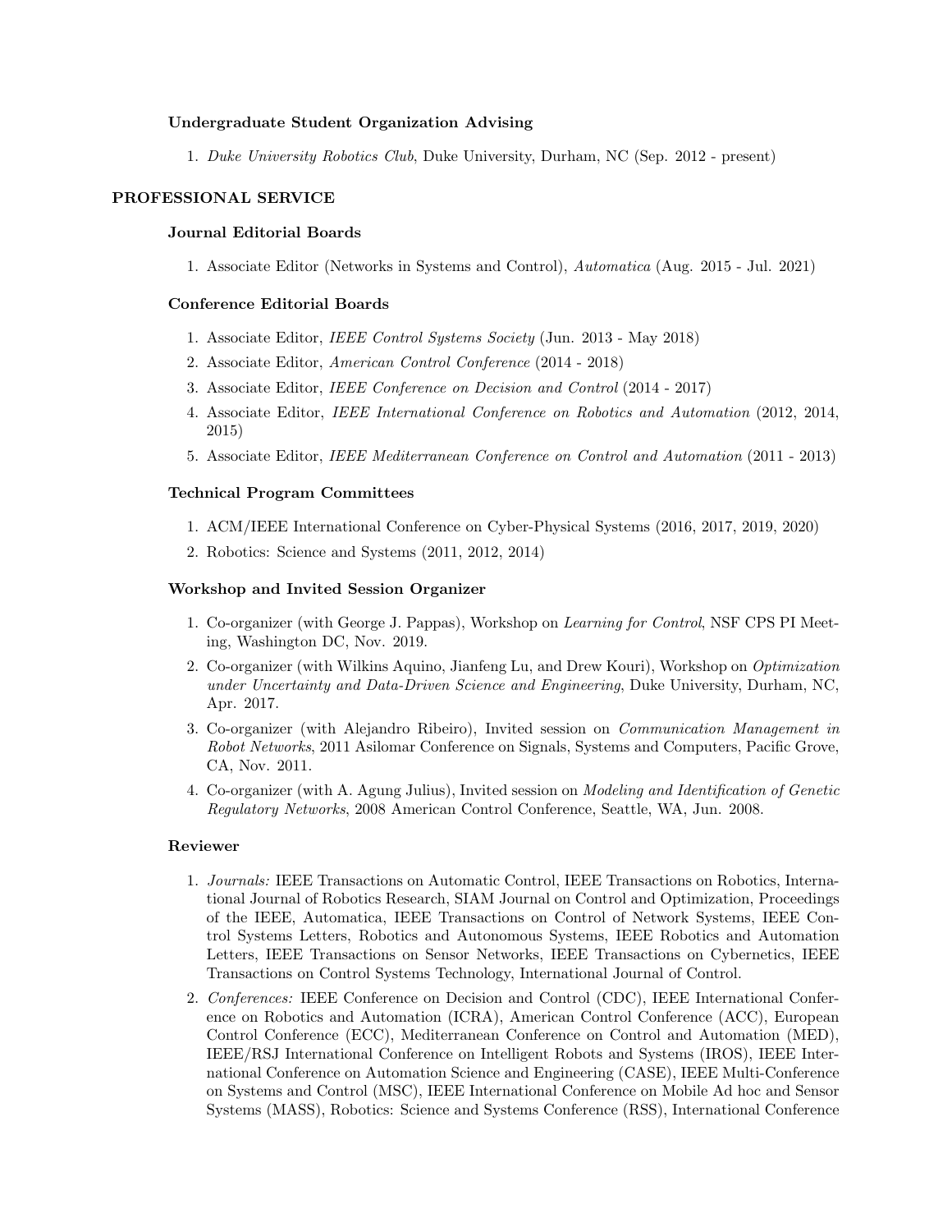### Undergraduate Student Organization Advising

1. *Duke University Robotics Club*, Duke University, Durham, NC (Sep. 2012 - present)

## PROFESSIONAL SERVICE

### Journal Editorial Boards

1. Associate Editor (Networks in Systems and Control), *Automatica* (Aug. 2015 - Jul. 2021)

### Conference Editorial Boards

1. Associate Editor, *IEEE Control Systems Society* (Jun. 2013 - May 2018)
2. Associate Editor, *American Control Conference* (2014 - 2018)
3. Associate Editor, *IEEE Conference on Decision and Control* (2014 - 2017)
4. Associate Editor, *IEEE International Conference on Robotics and Automation* (2012, 2014, 2015)
5. Associate Editor, *IEEE Mediterranean Conference on Control and Automation* (2011 - 2013)

### Technical Program Committees

1. ACM/IEEE International Conference on Cyber-Physical Systems (2016, 2017, 2019, 2020)
2. Robotics: Science and Systems (2011, 2012, 2014)

### Workshop and Invited Session Organizer

1. Co-organizer (with George J. Pappas), Workshop on *Learning for Control*, NSF CPS PI Meeting, Washington DC, Nov. 2019.
2. Co-organizer (with Wilkins Aquino, Jianfeng Lu, and Drew Kouri), Workshop on *Optimization under Uncertainty and Data-Driven Science and Engineering*, Duke University, Durham, NC, Apr. 2017.
3. Co-organizer (with Alejandro Ribeiro), Invited session on *Communication Management in Robot Networks*, 2011 Asilomar Conference on Signals, Systems and Computers, Pacific Grove, CA, Nov. 2011.
4. Co-organizer (with A. Agung Julius), Invited session on *Modeling and Identification of Genetic Regulatory Networks*, 2008 American Control Conference, Seattle, WA, Jun. 2008.

### Reviewer

1. *Journals:* IEEE Transactions on Automatic Control, IEEE Transactions on Robotics, International Journal of Robotics Research, SIAM Journal on Control and Optimization, Proceedings of the IEEE, Automatica, IEEE Transactions on Control of Network Systems, IEEE Control Systems Letters, Robotics and Autonomous Systems, IEEE Robotics and Automation Letters, IEEE Transactions on Sensor Networks, IEEE Transactions on Cybernetics, IEEE Transactions on Control Systems Technology, International Journal of Control.
2. *Conferences:* IEEE Conference on Decision and Control (CDC), IEEE International Conference on Robotics and Automation (ICRA), American Control Conference (ACC), European Control Conference (ECC), Mediterranean Conference on Control and Automation (MED), IEEE/RSJ International Conference on Intelligent Robots and Systems (IROS), IEEE International Conference on Automation Science and Engineering (CASE), IEEE Multi-Conference on Systems and Control (MSC), IEEE International Conference on Mobile Ad hoc and Sensor Systems (MASS), Robotics: Science and Systems Conference (RSS), International Conference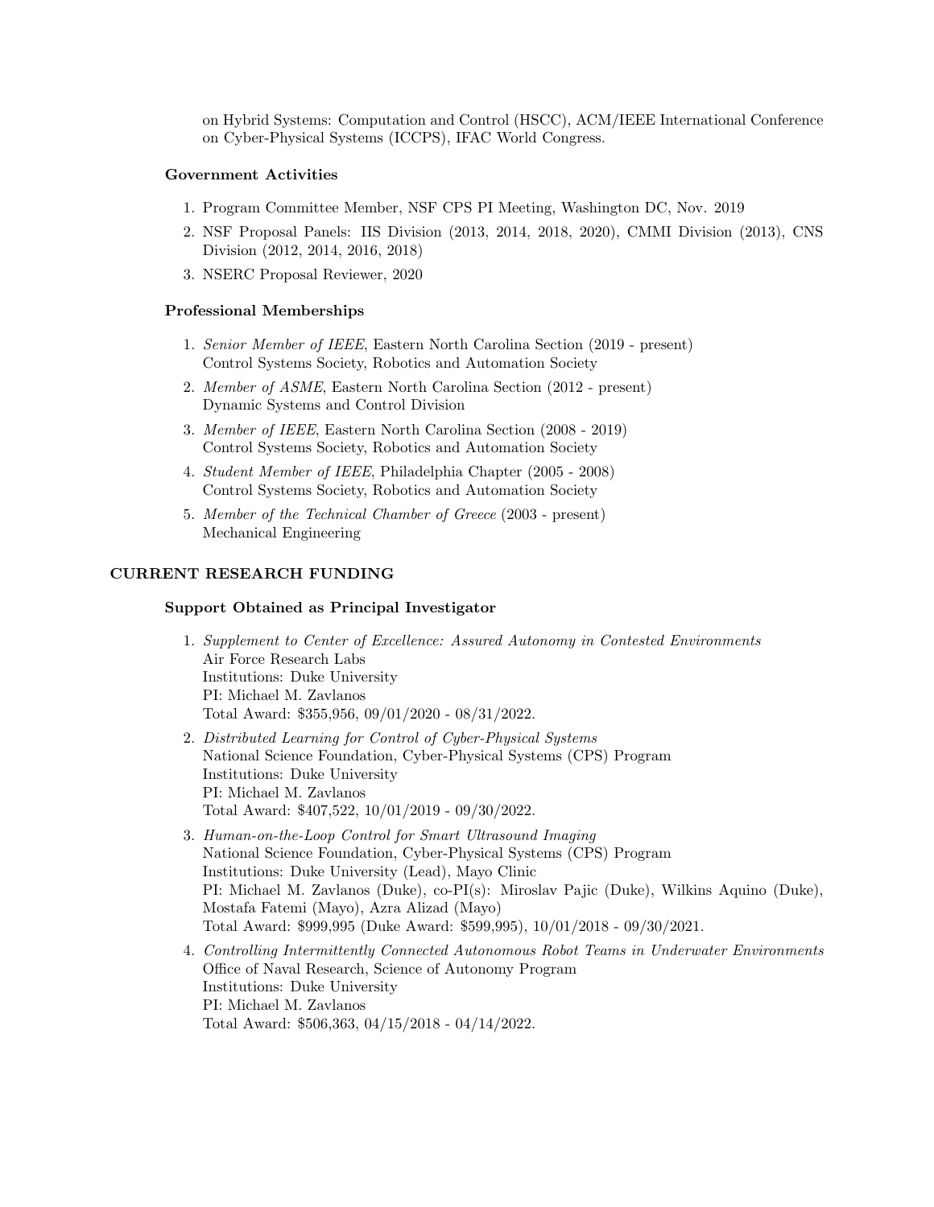on Hybrid Systems: Computation and Control (HSCC), ACM/IEEE International Conference on Cyber-Physical Systems (ICCPS), IFAC World Congress.

### Government Activities

1. Program Committee Member, NSF CPS PI Meeting, Washington DC, Nov. 2019
2. NSF Proposal Panels: IIS Division (2013, 2014, 2018, 2020), CMMI Division (2013), CNS Division (2012, 2014, 2016, 2018)
3. NSERC Proposal Reviewer, 2020

### Professional Memberships

1. *Senior Member of IEEE*, Eastern North Carolina Section (2019 - present)
   Control Systems Society, Robotics and Automation Society
2. *Member of ASME*, Eastern North Carolina Section (2012 - present)
   Dynamic Systems and Control Division
3. *Member of IEEE*, Eastern North Carolina Section (2008 - 2019)
   Control Systems Society, Robotics and Automation Society
4. *Student Member of IEEE*, Philadelphia Chapter (2005 - 2008)
   Control Systems Society, Robotics and Automation Society
5. *Member of the Technical Chamber of Greece* (2003 - present)
   Mechanical Engineering

## CURRENT RESEARCH FUNDING

### Support Obtained as Principal Investigator

1. *Supplement to Center of Excellence: Assured Autonomy in Contested Environments*
   Air Force Research Labs
   Institutions: Duke University
   PI: Michael M. Zavlanos
   Total Award: $355,956, 09/01/2020 - 08/31/2022.
2. *Distributed Learning for Control of Cyber-Physical Systems*
   National Science Foundation, Cyber-Physical Systems (CPS) Program
   Institutions: Duke University
   PI: Michael M. Zavlanos
   Total Award: $407,522, 10/01/2019 - 09/30/2022.
3. *Human-on-the-Loop Control for Smart Ultrasound Imaging*
   National Science Foundation, Cyber-Physical Systems (CPS) Program
   Institutions: Duke University (Lead), Mayo Clinic
   PI: Michael M. Zavlanos (Duke), co-PI(s): Miroslav Pajic (Duke), Wilkins Aquino (Duke), Mostafa Fatemi (Mayo), Azra Alizad (Mayo)
   Total Award: $999,995 (Duke Award: $599,995), 10/01/2018 - 09/30/2021.
4. *Controlling Intermittently Connected Autonomous Robot Teams in Underwater Environments*
   Office of Naval Research, Science of Autonomy Program
   Institutions: Duke University
   PI: Michael M. Zavlanos
   Total Award: $506,363, 04/15/2018 - 04/14/2022.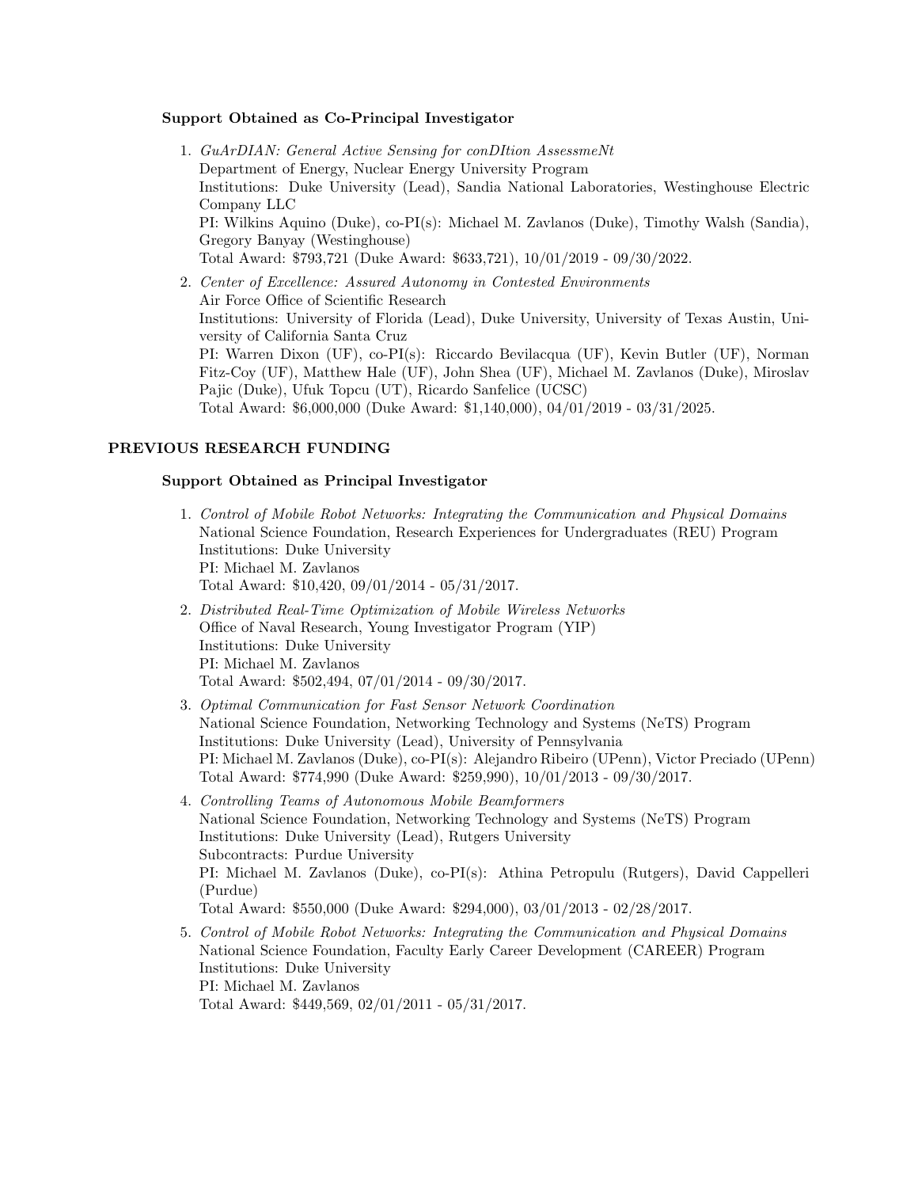### Support Obtained as Co-Principal Investigator

1. *GuArDIAN: General Active Sensing for conDItion AssessmeNt*
   Department of Energy, Nuclear Energy University Program
   Institutions: Duke University (Lead), Sandia National Laboratories, Westinghouse Electric Company LLC
   PI: Wilkins Aquino (Duke), co-PI(s): Michael M. Zavlanos (Duke), Timothy Walsh (Sandia), Gregory Banyay (Westinghouse)
   Total Award: $793,721 (Duke Award: $633,721), 10/01/2019 - 09/30/2022.

2. *Center of Excellence: Assured Autonomy in Contested Environments*
   Air Force Office of Scientific Research
   Institutions: University of Florida (Lead), Duke University, University of Texas Austin, University of California Santa Cruz
   PI: Warren Dixon (UF), co-PI(s): Riccardo Bevilacqua (UF), Kevin Butler (UF), Norman Fitz-Coy (UF), Matthew Hale (UF), John Shea (UF), Michael M. Zavlanos (Duke), Miroslav Pajic (Duke), Ufuk Topcu (UT), Ricardo Sanfelice (UCSC)
   Total Award: $6,000,000 (Duke Award: $1,140,000), 04/01/2019 - 03/31/2025.

## PREVIOUS RESEARCH FUNDING

### Support Obtained as Principal Investigator

1. *Control of Mobile Robot Networks: Integrating the Communication and Physical Domains*
   National Science Foundation, Research Experiences for Undergraduates (REU) Program
   Institutions: Duke University
   PI: Michael M. Zavlanos
   Total Award: $10,420, 09/01/2014 - 05/31/2017.

2. *Distributed Real-Time Optimization of Mobile Wireless Networks*
   Office of Naval Research, Young Investigator Program (YIP)
   Institutions: Duke University
   PI: Michael M. Zavlanos
   Total Award: $502,494, 07/01/2014 - 09/30/2017.

3. *Optimal Communication for Fast Sensor Network Coordination*
   National Science Foundation, Networking Technology and Systems (NeTS) Program
   Institutions: Duke University (Lead), University of Pennsylvania
   PI: Michael M. Zavlanos (Duke), co-PI(s): Alejandro Ribeiro (UPenn), Victor Preciado (UPenn)
   Total Award: $774,990 (Duke Award: $259,990), 10/01/2013 - 09/30/2017.

4. *Controlling Teams of Autonomous Mobile Beamformers*
   National Science Foundation, Networking Technology and Systems (NeTS) Program
   Institutions: Duke University (Lead), Rutgers University
   Subcontracts: Purdue University
   PI: Michael M. Zavlanos (Duke), co-PI(s): Athina Petropulu (Rutgers), David Cappelleri (Purdue)
   Total Award: $550,000 (Duke Award: $294,000), 03/01/2013 - 02/28/2017.

5. *Control of Mobile Robot Networks: Integrating the Communication and Physical Domains*
   National Science Foundation, Faculty Early Career Development (CAREER) Program
   Institutions: Duke University
   PI: Michael M. Zavlanos
   Total Award: $449,569, 02/01/2011 - 05/31/2017.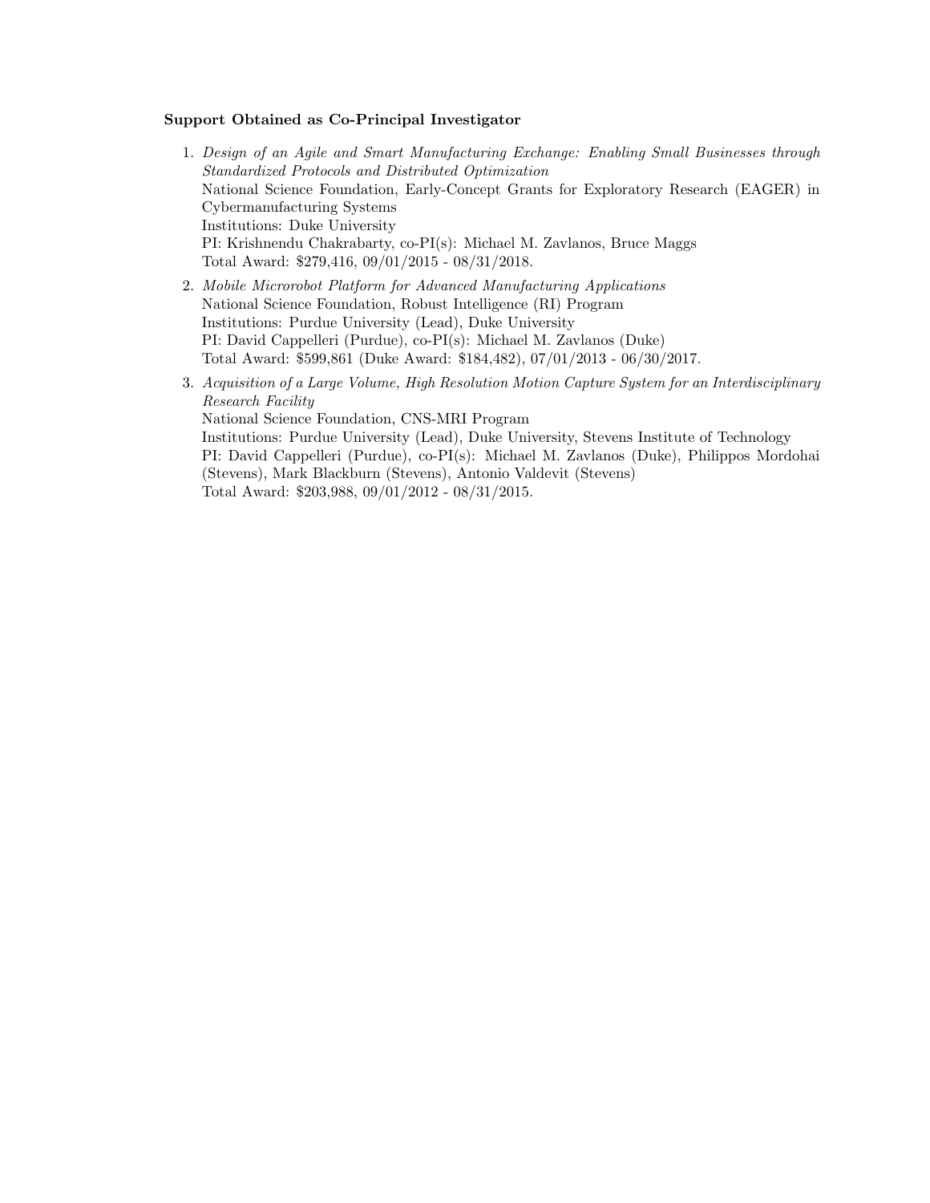**Support Obtained as Co-Principal Investigator**

1. *Design of an Agile and Smart Manufacturing Exchange: Enabling Small Businesses through Standardized Protocols and Distributed Optimization*
   National Science Foundation, Early-Concept Grants for Exploratory Research (EAGER) in Cybermanufacturing Systems
   Institutions: Duke University
   PI: Krishnendu Chakrabarty, co-PI(s): Michael M. Zavlanos, Bruce Maggs
   Total Award: $279,416, 09/01/2015 - 08/31/2018.

2. *Mobile Microrobot Platform for Advanced Manufacturing Applications*
   National Science Foundation, Robust Intelligence (RI) Program
   Institutions: Purdue University (Lead), Duke University
   PI: David Cappelleri (Purdue), co-PI(s): Michael M. Zavlanos (Duke)
   Total Award: $599,861 (Duke Award: $184,482), 07/01/2013 - 06/30/2017.

3. *Acquisition of a Large Volume, High Resolution Motion Capture System for an Interdisciplinary Research Facility*
   National Science Foundation, CNS-MRI Program
   Institutions: Purdue University (Lead), Duke University, Stevens Institute of Technology
   PI: David Cappelleri (Purdue), co-PI(s): Michael M. Zavlanos (Duke), Philippos Mordohai (Stevens), Mark Blackburn (Stevens), Antonio Valdevit (Stevens)
   Total Award: $203,988, 09/01/2012 - 08/31/2015.